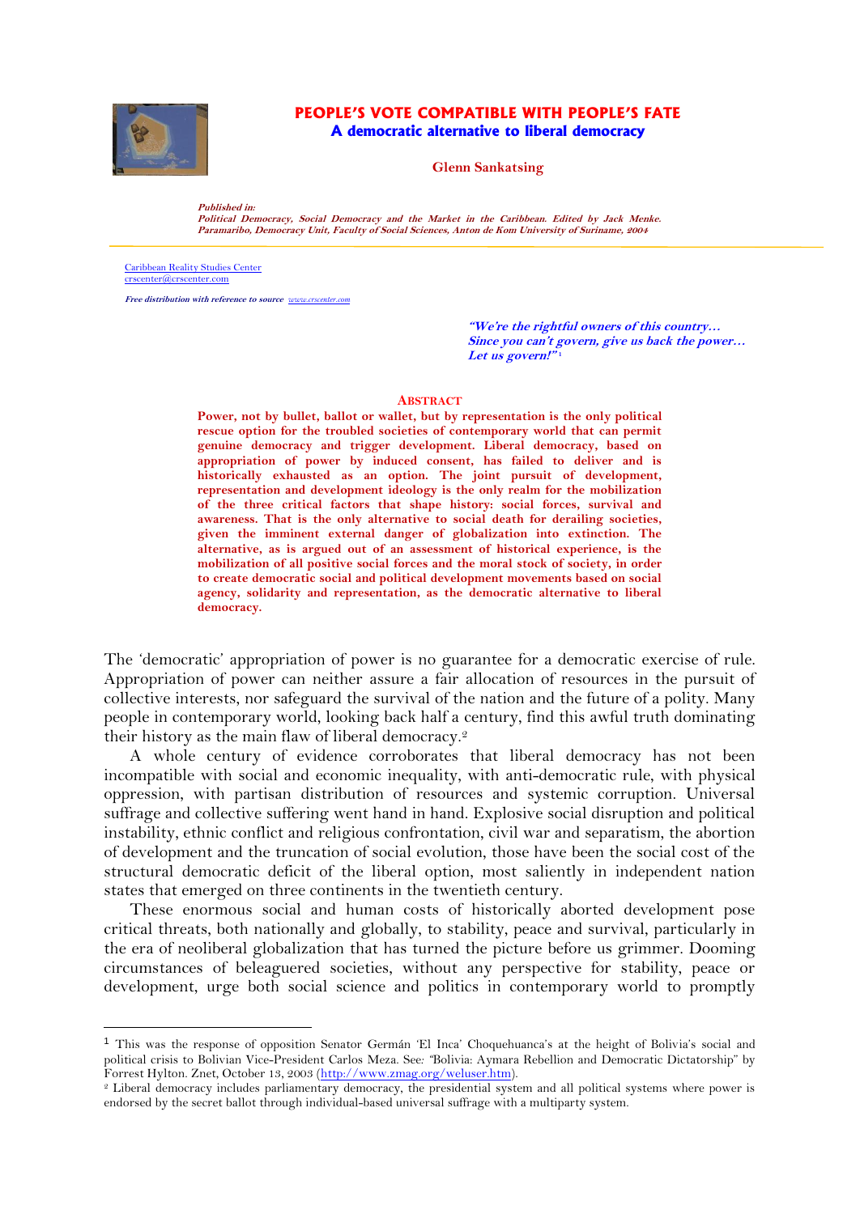# PEOPLE'S VOTE COMPATIBLE WITH PEOPLE'S FATE

## A democratic alternative to liberal democracy

**Glenn Sankatsing**

***Published in:***
***Political Democracy, Social Democracy and the Market in the Caribbean. Edited by Jack Menke. Paramaribo, Democracy Unit, Faculty of Social Sciences, Anton de Kom University of Suriname, 2004***

Caribbean Reality Studies Center
crscenter@crscenter.com

***Free distribution with reference to source*** www.crscenter.com

> ***"We're the rightful owners of this country… Since you can't govern, give us back the power… Let us govern!"***[1]

### ABSTRACT

**Power, not by bullet, ballot or wallet, but by representation is the only political rescue option for the troubled societies of contemporary world that can permit genuine democracy and trigger development. Liberal democracy, based on appropriation of power by induced consent, has failed to deliver and is historically exhausted as an option. The joint pursuit of development, representation and development ideology is the only realm for the mobilization of the three critical factors that shape history: social forces, survival and awareness. That is the only alternative to social death for derailing societies, given the imminent external danger of globalization into extinction. The alternative, as is argued out of an assessment of historical experience, is the mobilization of all positive social forces and the moral stock of society, in order to create democratic social and political development movements based on social agency, solidarity and representation, as the democratic alternative to liberal democracy.**

The 'democratic' appropriation of power is no guarantee for a democratic exercise of rule. Appropriation of power can neither assure a fair allocation of resources in the pursuit of collective interests, nor safeguard the survival of the nation and the future of a polity. Many people in contemporary world, looking back half a century, find this awful truth dominating their history as the main flaw of liberal democracy.[2]

A whole century of evidence corroborates that liberal democracy has not been incompatible with social and economic inequality, with anti-democratic rule, with physical oppression, with partisan distribution of resources and systemic corruption. Universal suffrage and collective suffering went hand in hand. Explosive social disruption and political instability, ethnic conflict and religious confrontation, civil war and separatism, the abortion of development and the truncation of social evolution, those have been the social cost of the structural democratic deficit of the liberal option, most saliently in independent nation states that emerged on three continents in the twentieth century.

These enormous social and human costs of historically aborted development pose critical threats, both nationally and globally, to stability, peace and survival, particularly in the era of neoliberal globalization that has turned the picture before us grimmer. Dooming circumstances of beleaguered societies, without any perspective for stability, peace or development, urge both social science and politics in contemporary world to promptly

---

[1] This was the response of opposition Senator Germán 'El Inca' Choquehuanca's at the height of Bolivia's social and political crisis to Bolivian Vice-President Carlos Meza. See: "Bolivia: Aymara Rebellion and Democratic Dictatorship" by Forrest Hylton. Znet, October 13, 2003 (http://www.zmag.org/weluser.htm).

[2] Liberal democracy includes parliamentary democracy, the presidential system and all political systems where power is endorsed by the secret ballot through individual-based universal suffrage with a multiparty system.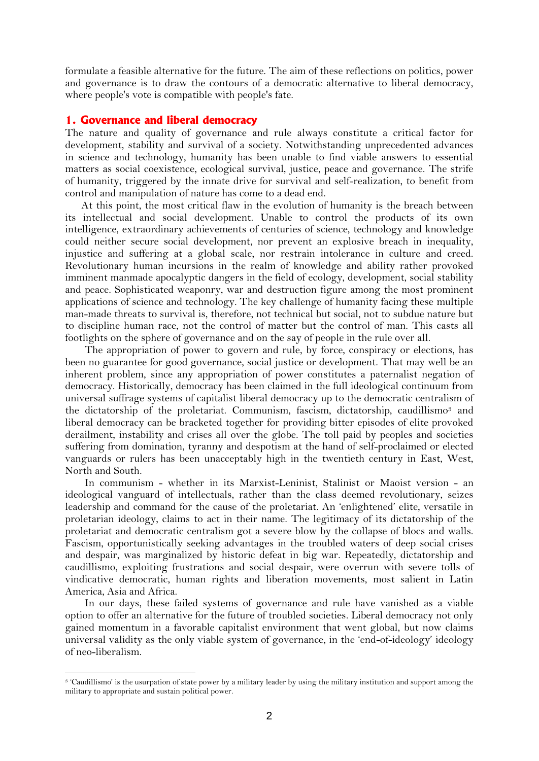formulate a feasible alternative for the future. The aim of these reflections on politics, power and governance is to draw the contours of a democratic alternative to liberal democracy, where people's vote is compatible with people's fate.

## 1. Governance and liberal democracy

The nature and quality of governance and rule always constitute a critical factor for development, stability and survival of a society. Notwithstanding unprecedented advances in science and technology, humanity has been unable to find viable answers to essential matters as social coexistence, ecological survival, justice, peace and governance. The strife of humanity, triggered by the innate drive for survival and self-realization, to benefit from control and manipulation of nature has come to a dead end.

At this point, the most critical flaw in the evolution of humanity is the breach between its intellectual and social development. Unable to control the products of its own intelligence, extraordinary achievements of centuries of science, technology and knowledge could neither secure social development, nor prevent an explosive breach in inequality, injustice and suffering at a global scale, nor restrain intolerance in culture and creed. Revolutionary human incursions in the realm of knowledge and ability rather provoked imminent manmade apocalyptic dangers in the field of ecology, development, social stability and peace. Sophisticated weaponry, war and destruction figure among the most prominent applications of science and technology. The key challenge of humanity facing these multiple man-made threats to survival is, therefore, not technical but social, not to subdue nature but to discipline human race, not the control of matter but the control of man. This casts all footlights on the sphere of governance and on the say of people in the rule over all.

The appropriation of power to govern and rule, by force, conspiracy or elections, has been no guarantee for good governance, social justice or development. That may well be an inherent problem, since any appropriation of power constitutes a paternalist negation of democracy. Historically, democracy has been claimed in the full ideological continuum from universal suffrage systems of capitalist liberal democracy up to the democratic centralism of the dictatorship of the proletariat. Communism, fascism, dictatorship, caudillismo[3] and liberal democracy can be bracketed together for providing bitter episodes of elite provoked derailment, instability and crises all over the globe. The toll paid by peoples and societies suffering from domination, tyranny and despotism at the hand of self-proclaimed or elected vanguards or rulers has been unacceptably high in the twentieth century in East, West, North and South.

In communism - whether in its Marxist-Leninist, Stalinist or Maoist version - an ideological vanguard of intellectuals, rather than the class deemed revolutionary, seizes leadership and command for the cause of the proletariat. An 'enlightened' elite, versatile in proletarian ideology, claims to act in their name. The legitimacy of its dictatorship of the proletariat and democratic centralism got a severe blow by the collapse of blocs and walls. Fascism, opportunistically seeking advantages in the troubled waters of deep social crises and despair, was marginalized by historic defeat in big war. Repeatedly, dictatorship and caudillismo, exploiting frustrations and social despair, were overrun with severe tolls of vindicative democratic, human rights and liberation movements, most salient in Latin America, Asia and Africa.

In our days, these failed systems of governance and rule have vanished as a viable option to offer an alternative for the future of troubled societies. Liberal democracy not only gained momentum in a favorable capitalist environment that went global, but now claims universal validity as the only viable system of governance, in the 'end-of-ideology' ideology of neo-liberalism.

---

[3] 'Caudillismo' is the usurpation of state power by a military leader by using the military institution and support among the military to appropriate and sustain political power.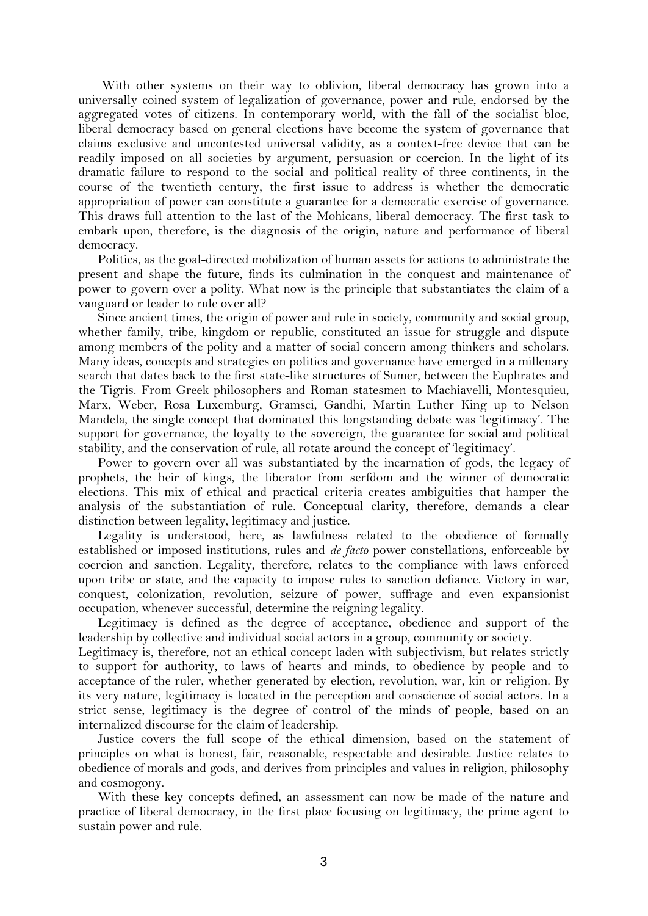With other systems on their way to oblivion, liberal democracy has grown into a universally coined system of legalization of governance, power and rule, endorsed by the aggregated votes of citizens. In contemporary world, with the fall of the socialist bloc, liberal democracy based on general elections have become the system of governance that claims exclusive and uncontested universal validity, as a context-free device that can be readily imposed on all societies by argument, persuasion or coercion. In the light of its dramatic failure to respond to the social and political reality of three continents, in the course of the twentieth century, the first issue to address is whether the democratic appropriation of power can constitute a guarantee for a democratic exercise of governance. This draws full attention to the last of the Mohicans, liberal democracy. The first task to embark upon, therefore, is the diagnosis of the origin, nature and performance of liberal democracy.

Politics, as the goal-directed mobilization of human assets for actions to administrate the present and shape the future, finds its culmination in the conquest and maintenance of power to govern over a polity. What now is the principle that substantiates the claim of a vanguard or leader to rule over all?

Since ancient times, the origin of power and rule in society, community and social group, whether family, tribe, kingdom or republic, constituted an issue for struggle and dispute among members of the polity and a matter of social concern among thinkers and scholars. Many ideas, concepts and strategies on politics and governance have emerged in a millenary search that dates back to the first state-like structures of Sumer, between the Euphrates and the Tigris. From Greek philosophers and Roman statesmen to Machiavelli, Montesquieu, Marx, Weber, Rosa Luxemburg, Gramsci, Gandhi, Martin Luther King up to Nelson Mandela, the single concept that dominated this longstanding debate was 'legitimacy'. The support for governance, the loyalty to the sovereign, the guarantee for social and political stability, and the conservation of rule, all rotate around the concept of 'legitimacy'.

Power to govern over all was substantiated by the incarnation of gods, the legacy of prophets, the heir of kings, the liberator from serfdom and the winner of democratic elections. This mix of ethical and practical criteria creates ambiguities that hamper the analysis of the substantiation of rule. Conceptual clarity, therefore, demands a clear distinction between legality, legitimacy and justice.

Legality is understood, here, as lawfulness related to the obedience of formally established or imposed institutions, rules and *de facto* power constellations, enforceable by coercion and sanction. Legality, therefore, relates to the compliance with laws enforced upon tribe or state, and the capacity to impose rules to sanction defiance. Victory in war, conquest, colonization, revolution, seizure of power, suffrage and even expansionist occupation, whenever successful, determine the reigning legality.

Legitimacy is defined as the degree of acceptance, obedience and support of the leadership by collective and individual social actors in a group, community or society.
Legitimacy is, therefore, not an ethical concept laden with subjectivism, but relates strictly to support for authority, to laws of hearts and minds, to obedience by people and to acceptance of the ruler, whether generated by election, revolution, war, kin or religion. By its very nature, legitimacy is located in the perception and conscience of social actors. In a strict sense, legitimacy is the degree of control of the minds of people, based on an internalized discourse for the claim of leadership.

Justice covers the full scope of the ethical dimension, based on the statement of principles on what is honest, fair, reasonable, respectable and desirable. Justice relates to obedience of morals and gods, and derives from principles and values in religion, philosophy and cosmogony.

With these key concepts defined, an assessment can now be made of the nature and practice of liberal democracy, in the first place focusing on legitimacy, the prime agent to sustain power and rule.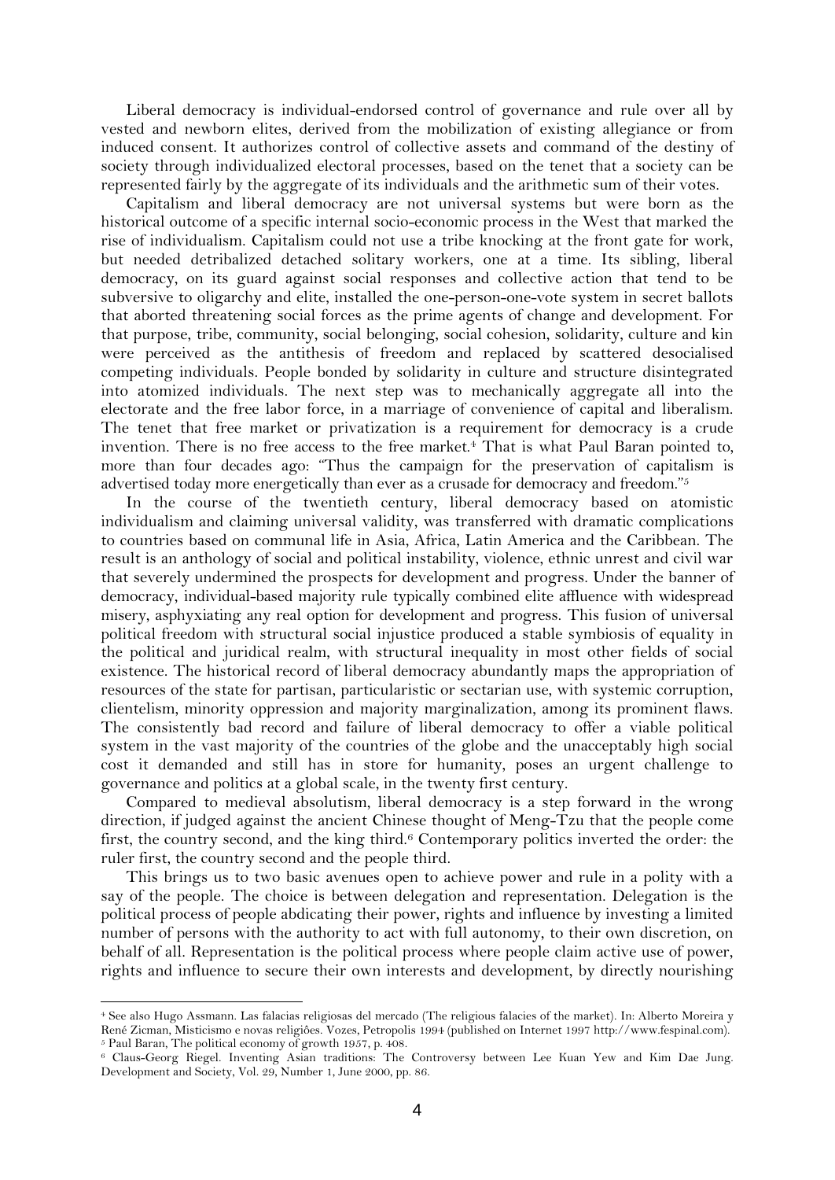Liberal democracy is individual-endorsed control of governance and rule over all by vested and newborn elites, derived from the mobilization of existing allegiance or from induced consent. It authorizes control of collective assets and command of the destiny of society through individualized electoral processes, based on the tenet that a society can be represented fairly by the aggregate of its individuals and the arithmetic sum of their votes.

Capitalism and liberal democracy are not universal systems but were born as the historical outcome of a specific internal socio-economic process in the West that marked the rise of individualism. Capitalism could not use a tribe knocking at the front gate for work, but needed detribalized detached solitary workers, one at a time. Its sibling, liberal democracy, on its guard against social responses and collective action that tend to be subversive to oligarchy and elite, installed the one-person-one-vote system in secret ballots that aborted threatening social forces as the prime agents of change and development. For that purpose, tribe, community, social belonging, social cohesion, solidarity, culture and kin were perceived as the antithesis of freedom and replaced by scattered desocialised competing individuals. People bonded by solidarity in culture and structure disintegrated into atomized individuals. The next step was to mechanically aggregate all into the electorate and the free labor force, in a marriage of convenience of capital and liberalism. The tenet that free market or privatization is a requirement for democracy is a crude invention. There is no free access to the free market.[4] That is what Paul Baran pointed to, more than four decades ago: "Thus the campaign for the preservation of capitalism is advertised today more energetically than ever as a crusade for democracy and freedom."[5]

In the course of the twentieth century, liberal democracy based on atomistic individualism and claiming universal validity, was transferred with dramatic complications to countries based on communal life in Asia, Africa, Latin America and the Caribbean. The result is an anthology of social and political instability, violence, ethnic unrest and civil war that severely undermined the prospects for development and progress. Under the banner of democracy, individual-based majority rule typically combined elite affluence with widespread misery, asphyxiating any real option for development and progress. This fusion of universal political freedom with structural social injustice produced a stable symbiosis of equality in the political and juridical realm, with structural inequality in most other fields of social existence. The historical record of liberal democracy abundantly maps the appropriation of resources of the state for partisan, particularistic or sectarian use, with systemic corruption, clientelism, minority oppression and majority marginalization, among its prominent flaws. The consistently bad record and failure of liberal democracy to offer a viable political system in the vast majority of the countries of the globe and the unacceptably high social cost it demanded and still has in store for humanity, poses an urgent challenge to governance and politics at a global scale, in the twenty first century.

Compared to medieval absolutism, liberal democracy is a step forward in the wrong direction, if judged against the ancient Chinese thought of Meng-Tzu that the people come first, the country second, and the king third.[6] Contemporary politics inverted the order: the ruler first, the country second and the people third.

This brings us to two basic avenues open to achieve power and rule in a polity with a say of the people. The choice is between delegation and representation. Delegation is the political process of people abdicating their power, rights and influence by investing a limited number of persons with the authority to act with full autonomy, to their own discretion, on behalf of all. Representation is the political process where people claim active use of power, rights and influence to secure their own interests and development, by directly nourishing

---

[4] See also Hugo Assmann. Las falacias religiosas del mercado (The religious falacies of the market). In: Alberto Moreira y René Zicman, Misticismo e novas religiões. Vozes, Petropolis 1994 (published on Internet 1997 http://www.fespinal.com).

[5] Paul Baran, The political economy of growth 1957, p. 408.

[6] Claus-Georg Riegel. Inventing Asian traditions: The Controversy between Lee Kuan Yew and Kim Dae Jung. Development and Society, Vol. 29, Number 1, June 2000, pp. 86.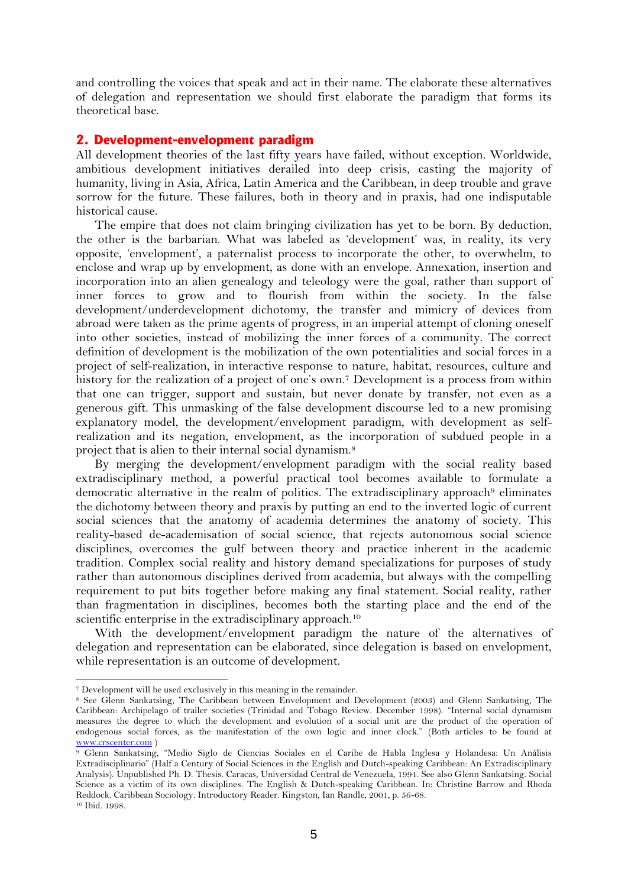and controlling the voices that speak and act in their name. The elaborate these alternatives of delegation and representation we should first elaborate the paradigm that forms its theoretical base.

## 2. Development-envelopment paradigm

All development theories of the last fifty years have failed, without exception. Worldwide, ambitious development initiatives derailed into deep crisis, casting the majority of humanity, living in Asia, Africa, Latin America and the Caribbean, in deep trouble and grave sorrow for the future. These failures, both in theory and in praxis, had one indisputable historical cause.

The empire that does not claim bringing civilization has yet to be born. By deduction, the other is the barbarian. What was labeled as 'development' was, in reality, its very opposite, 'envelopment', a paternalist process to incorporate the other, to overwhelm, to enclose and wrap up by envelopment, as done with an envelope. Annexation, insertion and incorporation into an alien genealogy and teleology were the goal, rather than support of inner forces to grow and to flourish from within the society. In the false development/underdevelopment dichotomy, the transfer and mimicry of devices from abroad were taken as the prime agents of progress, in an imperial attempt of cloning oneself into other societies, instead of mobilizing the inner forces of a community. The correct definition of development is the mobilization of the own potentialities and social forces in a project of self-realization, in interactive response to nature, habitat, resources, culture and history for the realization of a project of one's own.[7] Development is a process from within that one can trigger, support and sustain, but never donate by transfer, not even as a generous gift. This unmasking of the false development discourse led to a new promising explanatory model, the development/envelopment paradigm, with development as self-realization and its negation, envelopment, as the incorporation of subdued people in a project that is alien to their internal social dynamism.[8]

By merging the development/envelopment paradigm with the social reality based extradisciplinary method, a powerful practical tool becomes available to formulate a democratic alternative in the realm of politics. The extradisciplinary approach[9] eliminates the dichotomy between theory and praxis by putting an end to the inverted logic of current social sciences that the anatomy of academia determines the anatomy of society. This reality-based de-academisation of social science, that rejects autonomous social science disciplines, overcomes the gulf between theory and practice inherent in the academic tradition. Complex social reality and history demand specializations for purposes of study rather than autonomous disciplines derived from academia, but always with the compelling requirement to put bits together before making any final statement. Social reality, rather than fragmentation in disciplines, becomes both the starting place and the end of the scientific enterprise in the extradisciplinary approach.[10]

With the development/envelopment paradigm the nature of the alternatives of delegation and representation can be elaborated, since delegation is based on envelopment, while representation is an outcome of development.

---

[7] Development will be used exclusively in this meaning in the remainder.

[8] See Glenn Sankatsing, The Caribbean between Envelopment and Development (2003) and Glenn Sankatsing, The Caribbean: Archipelago of trailer societies (Trinidad and Tobago Review. December 1998). "Internal social dynamism measures the degree to which the development and evolution of a social unit are the product of the operation of endogenous social forces, as the manifestation of the own logic and inner clock." (Both articles to be found at www.crscenter.com )

[9] Glenn Sankatsing, "Medio Siglo de Ciencias Sociales en el Caribe de Habla Inglesa y Holandesa: Un Análisis Extradisciplinario" (Half a Century of Social Sciences in the English and Dutch-speaking Caribbean: An Extradisciplinary Analysis). Unpublished Ph. D. Thesis. Caracas, Universidad Central de Venezuela, 1994. See also Glenn Sankatsing. Social Science as a victim of its own disciplines. The English & Dutch-speaking Caribbean. In: Christine Barrow and Rhoda Reddock. Caribbean Sociology. Introductory Reader. Kingston, Ian Randle, 2001, p. 56-68.

[10] Ibid. 1998.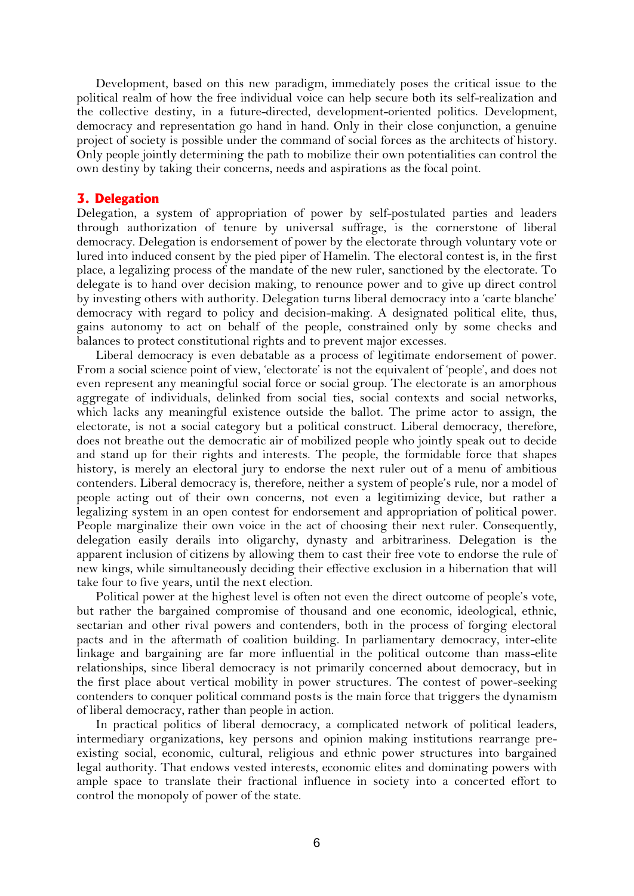Development, based on this new paradigm, immediately poses the critical issue to the political realm of how the free individual voice can help secure both its self-realization and the collective destiny, in a future-directed, development-oriented politics. Development, democracy and representation go hand in hand. Only in their close conjunction, a genuine project of society is possible under the command of social forces as the architects of history. Only people jointly determining the path to mobilize their own potentialities can control the own destiny by taking their concerns, needs and aspirations as the focal point.

## 3. Delegation

Delegation, a system of appropriation of power by self-postulated parties and leaders through authorization of tenure by universal suffrage, is the cornerstone of liberal democracy. Delegation is endorsement of power by the electorate through voluntary vote or lured into induced consent by the pied piper of Hamelin. The electoral contest is, in the first place, a legalizing process of the mandate of the new ruler, sanctioned by the electorate. To delegate is to hand over decision making, to renounce power and to give up direct control by investing others with authority. Delegation turns liberal democracy into a 'carte blanche' democracy with regard to policy and decision-making. A designated political elite, thus, gains autonomy to act on behalf of the people, constrained only by some checks and balances to protect constitutional rights and to prevent major excesses.

Liberal democracy is even debatable as a process of legitimate endorsement of power. From a social science point of view, 'electorate' is not the equivalent of 'people', and does not even represent any meaningful social force or social group. The electorate is an amorphous aggregate of individuals, delinked from social ties, social contexts and social networks, which lacks any meaningful existence outside the ballot. The prime actor to assign, the electorate, is not a social category but a political construct. Liberal democracy, therefore, does not breathe out the democratic air of mobilized people who jointly speak out to decide and stand up for their rights and interests. The people, the formidable force that shapes history, is merely an electoral jury to endorse the next ruler out of a menu of ambitious contenders. Liberal democracy is, therefore, neither a system of people's rule, nor a model of people acting out of their own concerns, not even a legitimizing device, but rather a legalizing system in an open contest for endorsement and appropriation of political power. People marginalize their own voice in the act of choosing their next ruler. Consequently, delegation easily derails into oligarchy, dynasty and arbitrariness. Delegation is the apparent inclusion of citizens by allowing them to cast their free vote to endorse the rule of new kings, while simultaneously deciding their effective exclusion in a hibernation that will take four to five years, until the next election.

Political power at the highest level is often not even the direct outcome of people's vote, but rather the bargained compromise of thousand and one economic, ideological, ethnic, sectarian and other rival powers and contenders, both in the process of forging electoral pacts and in the aftermath of coalition building. In parliamentary democracy, inter-elite linkage and bargaining are far more influential in the political outcome than mass-elite relationships, since liberal democracy is not primarily concerned about democracy, but in the first place about vertical mobility in power structures. The contest of power-seeking contenders to conquer political command posts is the main force that triggers the dynamism of liberal democracy, rather than people in action.

In practical politics of liberal democracy, a complicated network of political leaders, intermediary organizations, key persons and opinion making institutions rearrange pre-existing social, economic, cultural, religious and ethnic power structures into bargained legal authority. That endows vested interests, economic elites and dominating powers with ample space to translate their fractional influence in society into a concerted effort to control the monopoly of power of the state.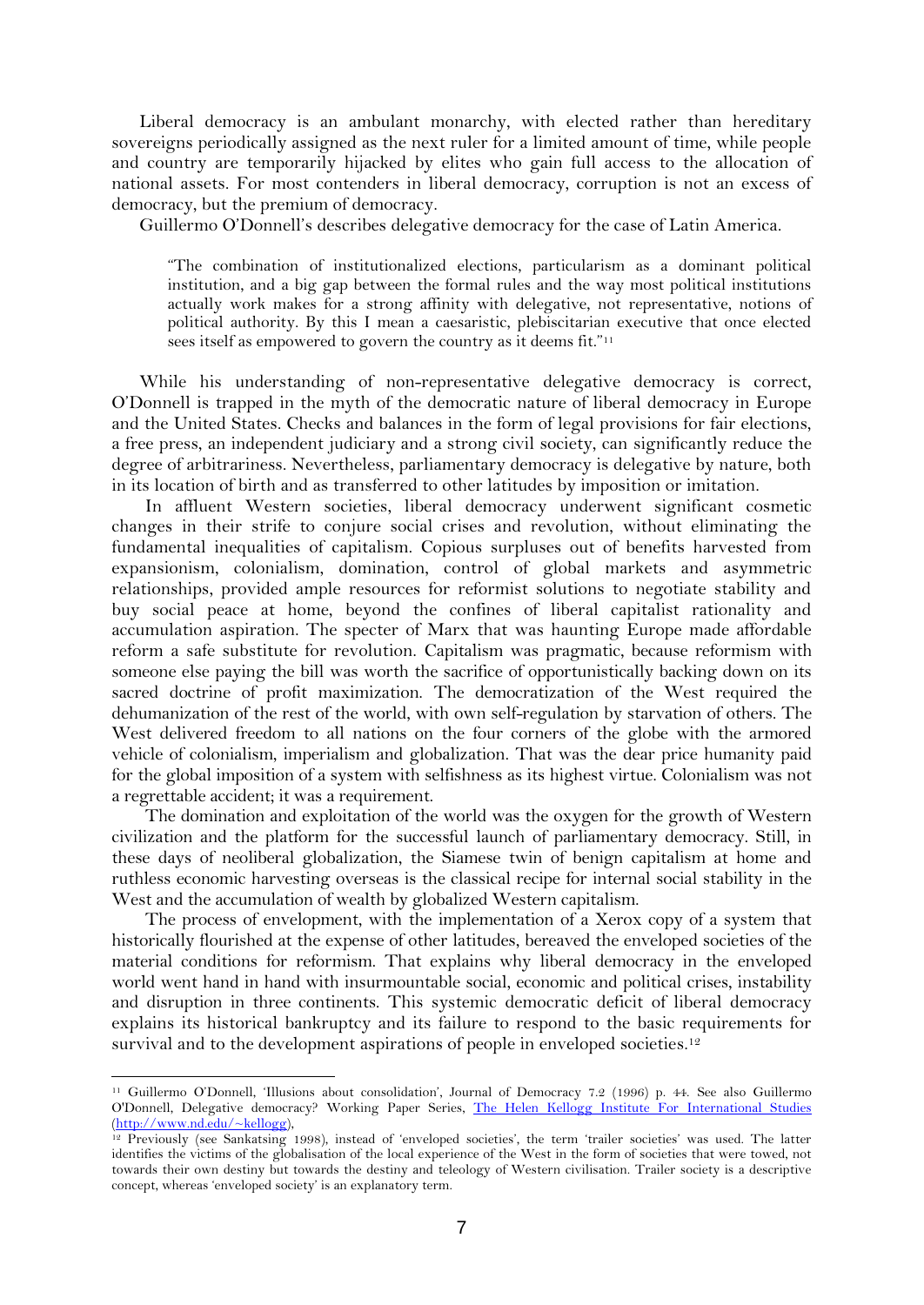Liberal democracy is an ambulant monarchy, with elected rather than hereditary sovereigns periodically assigned as the next ruler for a limited amount of time, while people and country are temporarily hijacked by elites who gain full access to the allocation of national assets. For most contenders in liberal democracy, corruption is not an excess of democracy, but the premium of democracy.

Guillermo O'Donnell's describes delegative democracy for the case of Latin America.

> "The combination of institutionalized elections, particularism as a dominant political institution, and a big gap between the formal rules and the way most political institutions actually work makes for a strong affinity with delegative, not representative, notions of political authority. By this I mean a caesaristic, plebiscitarian executive that once elected sees itself as empowered to govern the country as it deems fit."[11]

While his understanding of non-representative delegative democracy is correct, O'Donnell is trapped in the myth of the democratic nature of liberal democracy in Europe and the United States. Checks and balances in the form of legal provisions for fair elections, a free press, an independent judiciary and a strong civil society, can significantly reduce the degree of arbitrariness. Nevertheless, parliamentary democracy is delegative by nature, both in its location of birth and as transferred to other latitudes by imposition or imitation.

In affluent Western societies, liberal democracy underwent significant cosmetic changes in their strife to conjure social crises and revolution, without eliminating the fundamental inequalities of capitalism. Copious surpluses out of benefits harvested from expansionism, colonialism, domination, control of global markets and asymmetric relationships, provided ample resources for reformist solutions to negotiate stability and buy social peace at home, beyond the confines of liberal capitalist rationality and accumulation aspiration. The specter of Marx that was haunting Europe made affordable reform a safe substitute for revolution. Capitalism was pragmatic, because reformism with someone else paying the bill was worth the sacrifice of opportunistically backing down on its sacred doctrine of profit maximization. The democratization of the West required the dehumanization of the rest of the world, with own self-regulation by starvation of others. The West delivered freedom to all nations on the four corners of the globe with the armored vehicle of colonialism, imperialism and globalization. That was the dear price humanity paid for the global imposition of a system with selfishness as its highest virtue. Colonialism was not a regrettable accident; it was a requirement.

The domination and exploitation of the world was the oxygen for the growth of Western civilization and the platform for the successful launch of parliamentary democracy. Still, in these days of neoliberal globalization, the Siamese twin of benign capitalism at home and ruthless economic harvesting overseas is the classical recipe for internal social stability in the West and the accumulation of wealth by globalized Western capitalism.

The process of envelopment, with the implementation of a Xerox copy of a system that historically flourished at the expense of other latitudes, bereaved the enveloped societies of the material conditions for reformism. That explains why liberal democracy in the enveloped world went hand in hand with insurmountable social, economic and political crises, instability and disruption in three continents. This systemic democratic deficit of liberal democracy explains its historical bankruptcy and its failure to respond to the basic requirements for survival and to the development aspirations of people in enveloped societies.[12]

---

[11] Guillermo O'Donnell, 'Illusions about consolidation', Journal of Democracy 7.2 (1996) p. 44. See also Guillermo O'Donnell, Delegative democracy? Working Paper Series, The Helen Kellogg Institute For International Studies (http://www.nd.edu/~kellogg),

[12] Previously (see Sankatsing 1998), instead of 'enveloped societies', the term 'trailer societies' was used. The latter identifies the victims of the globalisation of the local experience of the West in the form of societies that were towed, not towards their own destiny but towards the destiny and teleology of Western civilisation. Trailer society is a descriptive concept, whereas 'enveloped society' is an explanatory term.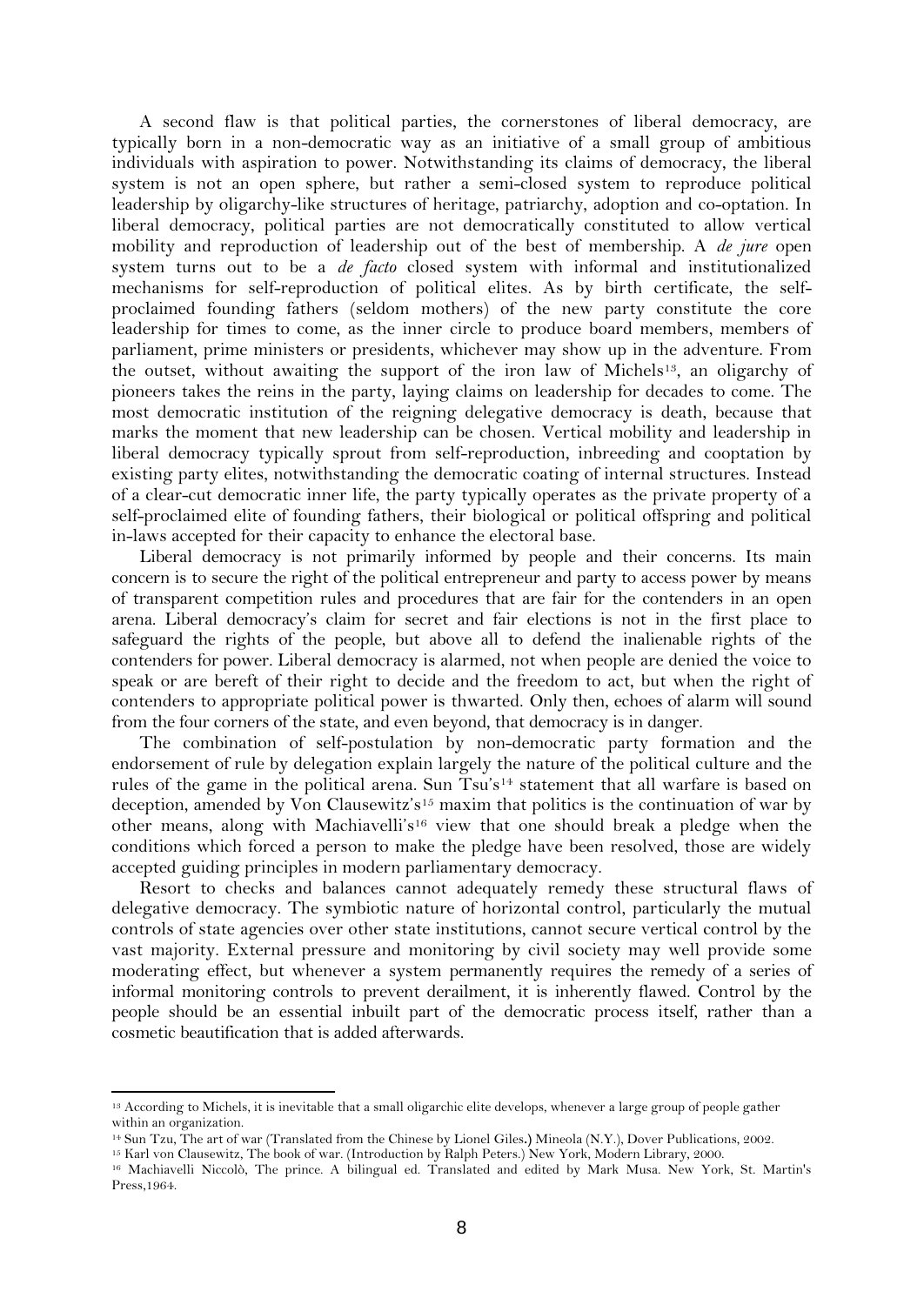A second flaw is that political parties, the cornerstones of liberal democracy, are typically born in a non-democratic way as an initiative of a small group of ambitious individuals with aspiration to power. Notwithstanding its claims of democracy, the liberal system is not an open sphere, but rather a semi-closed system to reproduce political leadership by oligarchy-like structures of heritage, patriarchy, adoption and co-optation. In liberal democracy, political parties are not democratically constituted to allow vertical mobility and reproduction of leadership out of the best of membership. A *de jure* open system turns out to be a *de facto* closed system with informal and institutionalized mechanisms for self-reproduction of political elites. As by birth certificate, the self-proclaimed founding fathers (seldom mothers) of the new party constitute the core leadership for times to come, as the inner circle to produce board members, members of parliament, prime ministers or presidents, whichever may show up in the adventure. From the outset, without awaiting the support of the iron law of Michels[13], an oligarchy of pioneers takes the reins in the party, laying claims on leadership for decades to come. The most democratic institution of the reigning delegative democracy is death, because that marks the moment that new leadership can be chosen. Vertical mobility and leadership in liberal democracy typically sprout from self-reproduction, inbreeding and cooptation by existing party elites, notwithstanding the democratic coating of internal structures. Instead of a clear-cut democratic inner life, the party typically operates as the private property of a self-proclaimed elite of founding fathers, their biological or political offspring and political in-laws accepted for their capacity to enhance the electoral base.

Liberal democracy is not primarily informed by people and their concerns. Its main concern is to secure the right of the political entrepreneur and party to access power by means of transparent competition rules and procedures that are fair for the contenders in an open arena. Liberal democracy's claim for secret and fair elections is not in the first place to safeguard the rights of the people, but above all to defend the inalienable rights of the contenders for power. Liberal democracy is alarmed, not when people are denied the voice to speak or are bereft of their right to decide and the freedom to act, but when the right of contenders to appropriate political power is thwarted. Only then, echoes of alarm will sound from the four corners of the state, and even beyond, that democracy is in danger.

The combination of self-postulation by non-democratic party formation and the endorsement of rule by delegation explain largely the nature of the political culture and the rules of the game in the political arena. Sun Tsu's[14] statement that all warfare is based on deception, amended by Von Clausewitz's[15] maxim that politics is the continuation of war by other means, along with Machiavelli's[16] view that one should break a pledge when the conditions which forced a person to make the pledge have been resolved, those are widely accepted guiding principles in modern parliamentary democracy.

Resort to checks and balances cannot adequately remedy these structural flaws of delegative democracy. The symbiotic nature of horizontal control, particularly the mutual controls of state agencies over other state institutions, cannot secure vertical control by the vast majority. External pressure and monitoring by civil society may well provide some moderating effect, but whenever a system permanently requires the remedy of a series of informal monitoring controls to prevent derailment, it is inherently flawed. Control by the people should be an essential inbuilt part of the democratic process itself, rather than a cosmetic beautification that is added afterwards.

---

[13] According to Michels, it is inevitable that a small oligarchic elite develops, whenever a large group of people gather within an organization.

[14] Sun Tzu, The art of war (Translated from the Chinese by Lionel Giles.) Mineola (N.Y.), Dover Publications, 2002.

[15] Karl von Clausewitz, The book of war. (Introduction by Ralph Peters.) New York, Modern Library, 2000.

[16] Machiavelli Niccolò, The prince. A bilingual ed. Translated and edited by Mark Musa. New York, St. Martin's Press,1964.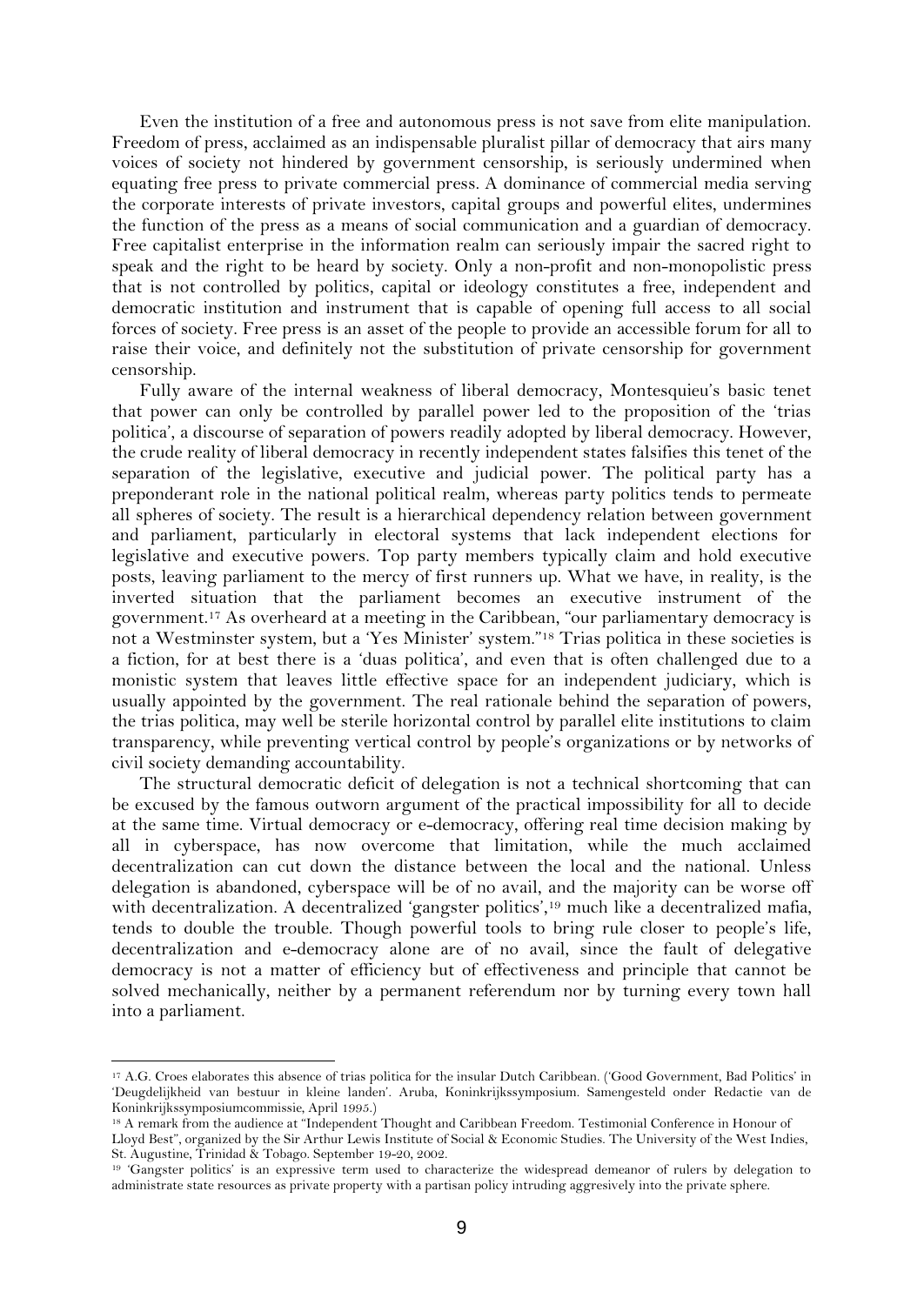Even the institution of a free and autonomous press is not save from elite manipulation. Freedom of press, acclaimed as an indispensable pluralist pillar of democracy that airs many voices of society not hindered by government censorship, is seriously undermined when equating free press to private commercial press. A dominance of commercial media serving the corporate interests of private investors, capital groups and powerful elites, undermines the function of the press as a means of social communication and a guardian of democracy. Free capitalist enterprise in the information realm can seriously impair the sacred right to speak and the right to be heard by society. Only a non-profit and non-monopolistic press that is not controlled by politics, capital or ideology constitutes a free, independent and democratic institution and instrument that is capable of opening full access to all social forces of society. Free press is an asset of the people to provide an accessible forum for all to raise their voice, and definitely not the substitution of private censorship for government censorship.

Fully aware of the internal weakness of liberal democracy, Montesquieu's basic tenet that power can only be controlled by parallel power led to the proposition of the 'trias politica', a discourse of separation of powers readily adopted by liberal democracy. However, the crude reality of liberal democracy in recently independent states falsifies this tenet of the separation of the legislative, executive and judicial power. The political party has a preponderant role in the national political realm, whereas party politics tends to permeate all spheres of society. The result is a hierarchical dependency relation between government and parliament, particularly in electoral systems that lack independent elections for legislative and executive powers. Top party members typically claim and hold executive posts, leaving parliament to the mercy of first runners up. What we have, in reality, is the inverted situation that the parliament becomes an executive instrument of the government.[17] As overheard at a meeting in the Caribbean, "our parliamentary democracy is not a Westminster system, but a 'Yes Minister' system."[18] Trias politica in these societies is a fiction, for at best there is a 'duas politica', and even that is often challenged due to a monistic system that leaves little effective space for an independent judiciary, which is usually appointed by the government. The real rationale behind the separation of powers, the trias politica, may well be sterile horizontal control by parallel elite institutions to claim transparency, while preventing vertical control by people's organizations or by networks of civil society demanding accountability.

The structural democratic deficit of delegation is not a technical shortcoming that can be excused by the famous outworn argument of the practical impossibility for all to decide at the same time. Virtual democracy or e-democracy, offering real time decision making by all in cyberspace, has now overcome that limitation, while the much acclaimed decentralization can cut down the distance between the local and the national. Unless delegation is abandoned, cyberspace will be of no avail, and the majority can be worse off with decentralization. A decentralized 'gangster politics',[19] much like a decentralized mafia, tends to double the trouble. Though powerful tools to bring rule closer to people's life, decentralization and e-democracy alone are of no avail, since the fault of delegative democracy is not a matter of efficiency but of effectiveness and principle that cannot be solved mechanically, neither by a permanent referendum nor by turning every town hall into a parliament.

---

[17] A.G. Croes elaborates this absence of trias politica for the insular Dutch Caribbean. ('Good Government, Bad Politics' in 'Deugdelijkheid van bestuur in kleine landen'. Aruba, Koninkrijkssymposium. Samengesteld onder Redactie van de Koninkrijkssymposiumcommissie, April 1995.)

[18] A remark from the audience at "Independent Thought and Caribbean Freedom. Testimonial Conference in Honour of Lloyd Best", organized by the Sir Arthur Lewis Institute of Social & Economic Studies. The University of the West Indies, St. Augustine, Trinidad & Tobago. September 19-20, 2002.

[19] 'Gangster politics' is an expressive term used to characterize the widespread demeanor of rulers by delegation to administrate state resources as private property with a partisan policy intruding aggresively into the private sphere.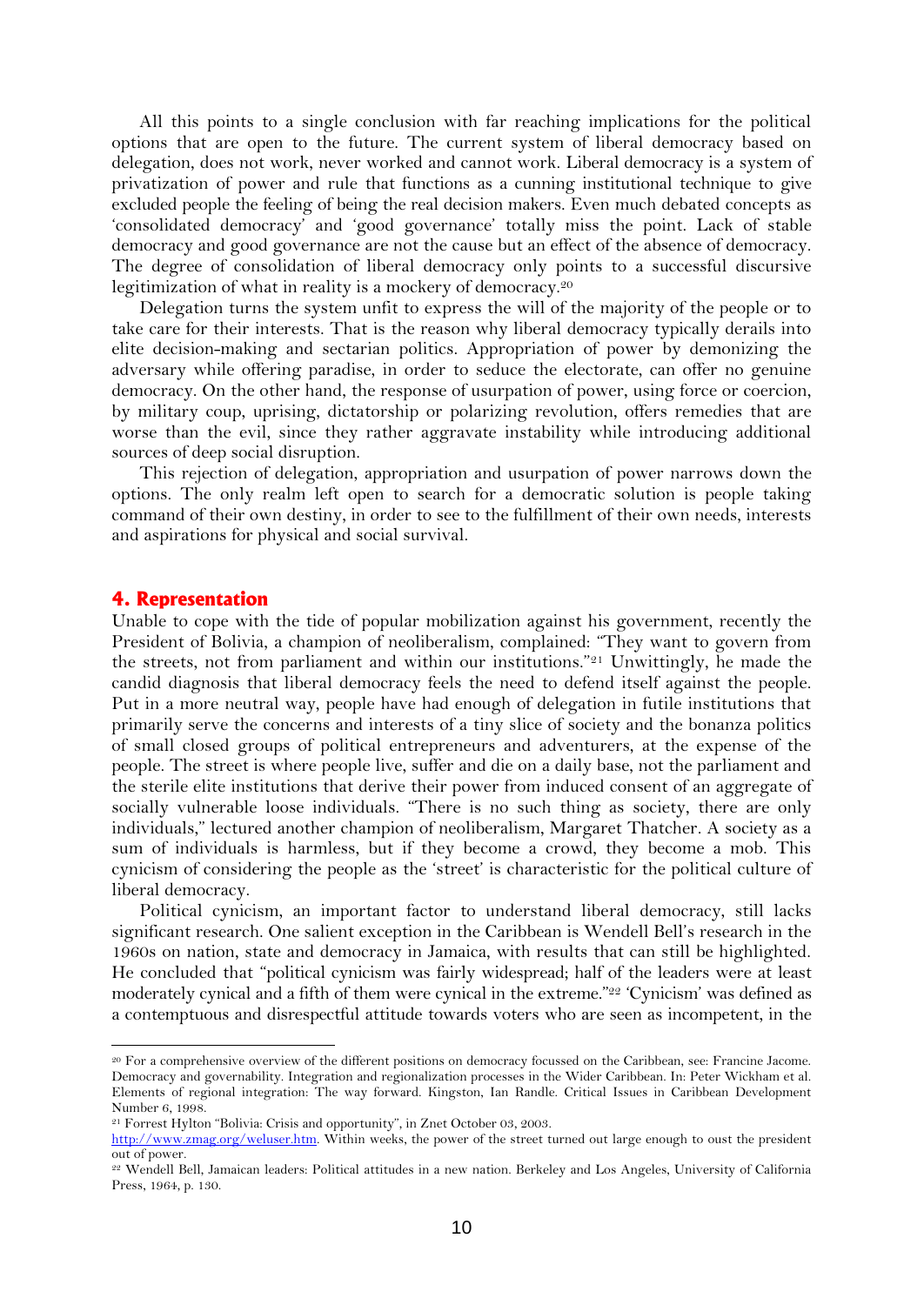All this points to a single conclusion with far reaching implications for the political options that are open to the future. The current system of liberal democracy based on delegation, does not work, never worked and cannot work. Liberal democracy is a system of privatization of power and rule that functions as a cunning institutional technique to give excluded people the feeling of being the real decision makers. Even much debated concepts as 'consolidated democracy' and 'good governance' totally miss the point. Lack of stable democracy and good governance are not the cause but an effect of the absence of democracy. The degree of consolidation of liberal democracy only points to a successful discursive legitimization of what in reality is a mockery of democracy.[20]

Delegation turns the system unfit to express the will of the majority of the people or to take care for their interests. That is the reason why liberal democracy typically derails into elite decision-making and sectarian politics. Appropriation of power by demonizing the adversary while offering paradise, in order to seduce the electorate, can offer no genuine democracy. On the other hand, the response of usurpation of power, using force or coercion, by military coup, uprising, dictatorship or polarizing revolution, offers remedies that are worse than the evil, since they rather aggravate instability while introducing additional sources of deep social disruption.

This rejection of delegation, appropriation and usurpation of power narrows down the options. The only realm left open to search for a democratic solution is people taking command of their own destiny, in order to see to the fulfillment of their own needs, interests and aspirations for physical and social survival.

## 4. Representation

Unable to cope with the tide of popular mobilization against his government, recently the President of Bolivia, a champion of neoliberalism, complained: "They want to govern from the streets, not from parliament and within our institutions."[21] Unwittingly, he made the candid diagnosis that liberal democracy feels the need to defend itself against the people. Put in a more neutral way, people have had enough of delegation in futile institutions that primarily serve the concerns and interests of a tiny slice of society and the bonanza politics of small closed groups of political entrepreneurs and adventurers, at the expense of the people. The street is where people live, suffer and die on a daily base, not the parliament and the sterile elite institutions that derive their power from induced consent of an aggregate of socially vulnerable loose individuals. "There is no such thing as society, there are only individuals," lectured another champion of neoliberalism, Margaret Thatcher. A society as a sum of individuals is harmless, but if they become a crowd, they become a mob. This cynicism of considering the people as the 'street' is characteristic for the political culture of liberal democracy.

Political cynicism, an important factor to understand liberal democracy, still lacks significant research. One salient exception in the Caribbean is Wendell Bell's research in the 1960s on nation, state and democracy in Jamaica, with results that can still be highlighted. He concluded that "political cynicism was fairly widespread; half of the leaders were at least moderately cynical and a fifth of them were cynical in the extreme."[22] 'Cynicism' was defined as a contemptuous and disrespectful attitude towards voters who are seen as incompetent, in the

---

[20] For a comprehensive overview of the different positions on democracy focussed on the Caribbean, see: Francine Jacome. Democracy and governability. Integration and regionalization processes in the Wider Caribbean. In: Peter Wickham et al. Elements of regional integration: The way forward. Kingston, Ian Randle. Critical Issues in Caribbean Development Number 6, 1998.

[21] Forrest Hylton "Bolivia: Crisis and opportunity", in Znet October 03, 2003. http://www.zmag.org/weluser.htm. Within weeks, the power of the street turned out large enough to oust the president out of power.

[22] Wendell Bell, Jamaican leaders: Political attitudes in a new nation. Berkeley and Los Angeles, University of California Press, 1964, p. 130.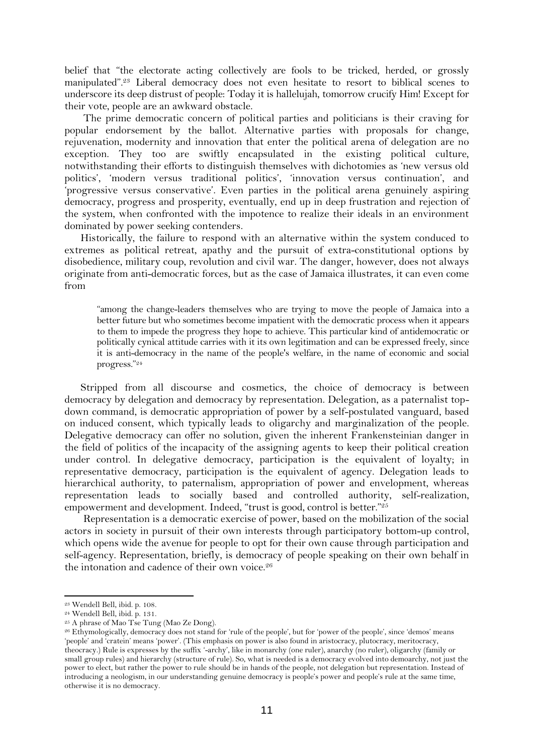belief that "the electorate acting collectively are fools to be tricked, herded, or grossly manipulated".[23] Liberal democracy does not even hesitate to resort to biblical scenes to underscore its deep distrust of people: Today it is hallelujah, tomorrow crucify Him! Except for their vote, people are an awkward obstacle.

The prime democratic concern of political parties and politicians is their craving for popular endorsement by the ballot. Alternative parties with proposals for change, rejuvenation, modernity and innovation that enter the political arena of delegation are no exception. They too are swiftly encapsulated in the existing political culture, notwithstanding their efforts to distinguish themselves with dichotomies as 'new versus old politics', 'modern versus traditional politics', 'innovation versus continuation', and 'progressive versus conservative'. Even parties in the political arena genuinely aspiring democracy, progress and prosperity, eventually, end up in deep frustration and rejection of the system, when confronted with the impotence to realize their ideals in an environment dominated by power seeking contenders.

Historically, the failure to respond with an alternative within the system conduced to extremes as political retreat, apathy and the pursuit of extra-constitutional options by disobedience, military coup, revolution and civil war. The danger, however, does not always originate from anti-democratic forces, but as the case of Jamaica illustrates, it can even come from

> "among the change-leaders themselves who are trying to move the people of Jamaica into a better future but who sometimes become impatient with the democratic process when it appears to them to impede the progress they hope to achieve. This particular kind of antidemocratic or politically cynical attitude carries with it its own legitimation and can be expressed freely, since it is anti-democracy in the name of the people's welfare, in the name of economic and social progress."[24]

Stripped from all discourse and cosmetics, the choice of democracy is between democracy by delegation and democracy by representation. Delegation, as a paternalist top-down command, is democratic appropriation of power by a self-postulated vanguard, based on induced consent, which typically leads to oligarchy and marginalization of the people. Delegative democracy can offer no solution, given the inherent Frankensteinian danger in the field of politics of the incapacity of the assigning agents to keep their political creation under control. In delegative democracy, participation is the equivalent of loyalty; in representative democracy, participation is the equivalent of agency. Delegation leads to hierarchical authority, to paternalism, appropriation of power and envelopment, whereas representation leads to socially based and controlled authority, self-realization, empowerment and development. Indeed, "trust is good, control is better."[25]

Representation is a democratic exercise of power, based on the mobilization of the social actors in society in pursuit of their own interests through participatory bottom-up control, which opens wide the avenue for people to opt for their own cause through participation and self-agency. Representation, briefly, is democracy of people speaking on their own behalf in the intonation and cadence of their own voice.[26]

---

[23] Wendell Bell, ibid. p. 108.

[24] Wendell Bell, ibid. p. 131.

[25] A phrase of Mao Tse Tung (Mao Ze Dong).

[26] Ethymologically, democracy does not stand for 'rule of the people', but for 'power of the people', since 'demos' means 'people' and 'cratein' means 'power'. (This emphasis on power is also found in aristocracy, plutocracy, meritocracy, theocracy.) Rule is expresses by the suffix '-archy', like in monarchy (one ruler), anarchy (no ruler), oligarchy (family or small group rules) and hierarchy (structure of rule). So, what is needed is a democracy evolved into demoarchy, not just the power to elect, but rather the power to rule should be in hands of the people, not delegation but representation. Instead of introducing a neologism, in our understanding genuine democracy is people's power and people's rule at the same time, otherwise it is no democracy.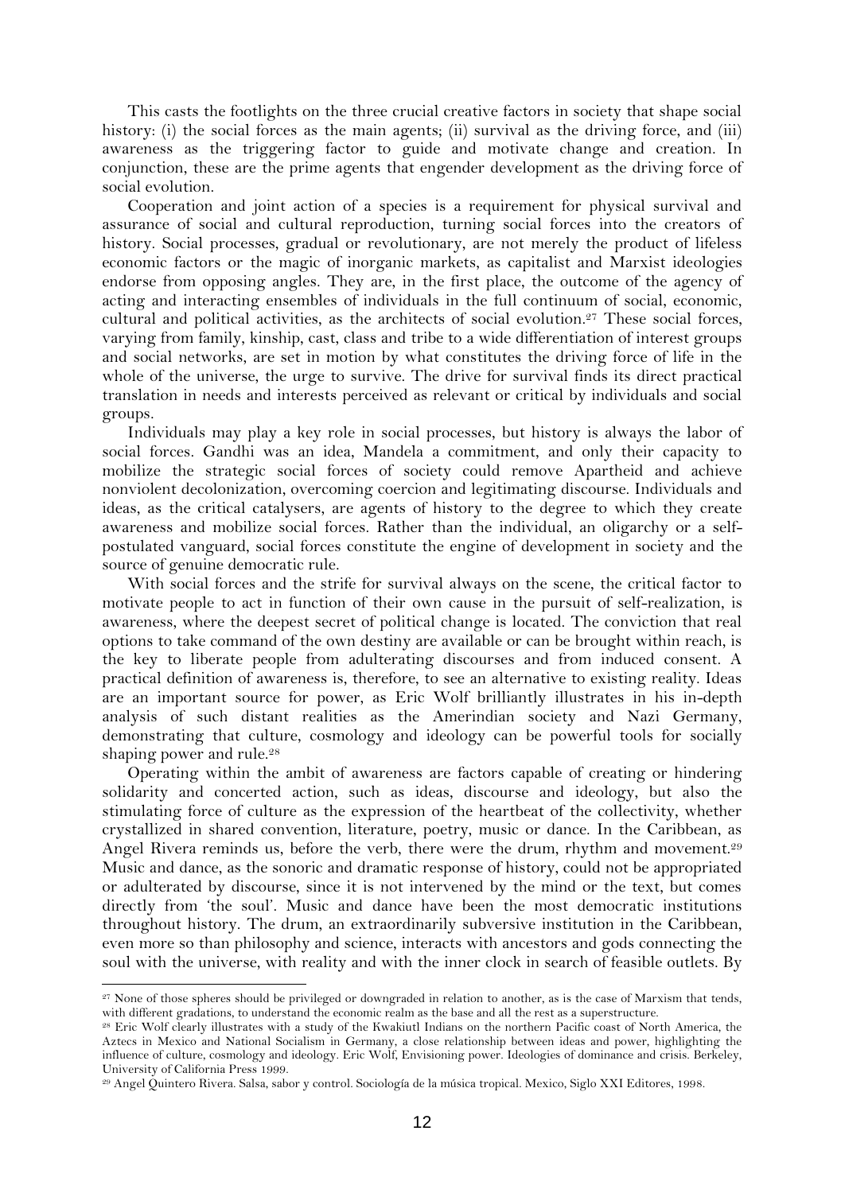This casts the footlights on the three crucial creative factors in society that shape social history: (i) the social forces as the main agents; (ii) survival as the driving force, and (iii) awareness as the triggering factor to guide and motivate change and creation. In conjunction, these are the prime agents that engender development as the driving force of social evolution.

Cooperation and joint action of a species is a requirement for physical survival and assurance of social and cultural reproduction, turning social forces into the creators of history. Social processes, gradual or revolutionary, are not merely the product of lifeless economic factors or the magic of inorganic markets, as capitalist and Marxist ideologies endorse from opposing angles. They are, in the first place, the outcome of the agency of acting and interacting ensembles of individuals in the full continuum of social, economic, cultural and political activities, as the architects of social evolution.[27] These social forces, varying from family, kinship, cast, class and tribe to a wide differentiation of interest groups and social networks, are set in motion by what constitutes the driving force of life in the whole of the universe, the urge to survive. The drive for survival finds its direct practical translation in needs and interests perceived as relevant or critical by individuals and social groups.

Individuals may play a key role in social processes, but history is always the labor of social forces. Gandhi was an idea, Mandela a commitment, and only their capacity to mobilize the strategic social forces of society could remove Apartheid and achieve nonviolent decolonization, overcoming coercion and legitimating discourse. Individuals and ideas, as the critical catalysers, are agents of history to the degree to which they create awareness and mobilize social forces. Rather than the individual, an oligarchy or a self-postulated vanguard, social forces constitute the engine of development in society and the source of genuine democratic rule.

With social forces and the strife for survival always on the scene, the critical factor to motivate people to act in function of their own cause in the pursuit of self-realization, is awareness, where the deepest secret of political change is located. The conviction that real options to take command of the own destiny are available or can be brought within reach, is the key to liberate people from adulterating discourses and from induced consent. A practical definition of awareness is, therefore, to see an alternative to existing reality. Ideas are an important source for power, as Eric Wolf brilliantly illustrates in his in-depth analysis of such distant realities as the Amerindian society and Nazi Germany, demonstrating that culture, cosmology and ideology can be powerful tools for socially shaping power and rule.[28]

Operating within the ambit of awareness are factors capable of creating or hindering solidarity and concerted action, such as ideas, discourse and ideology, but also the stimulating force of culture as the expression of the heartbeat of the collectivity, whether crystallized in shared convention, literature, poetry, music or dance. In the Caribbean, as Angel Rivera reminds us, before the verb, there were the drum, rhythm and movement.[29] Music and dance, as the sonoric and dramatic response of history, could not be appropriated or adulterated by discourse, since it is not intervened by the mind or the text, but comes directly from 'the soul'. Music and dance have been the most democratic institutions throughout history. The drum, an extraordinarily subversive institution in the Caribbean, even more so than philosophy and science, interacts with ancestors and gods connecting the soul with the universe, with reality and with the inner clock in search of feasible outlets. By

---

[27] None of those spheres should be privileged or downgraded in relation to another, as is the case of Marxism that tends, with different gradations, to understand the economic realm as the base and all the rest as a superstructure.

[28] Eric Wolf clearly illustrates with a study of the Kwakiutl Indians on the northern Pacific coast of North America, the Aztecs in Mexico and National Socialism in Germany, a close relationship between ideas and power, highlighting the influence of culture, cosmology and ideology. Eric Wolf, Envisioning power. Ideologies of dominance and crisis. Berkeley, University of California Press 1999.

[29] Angel Quintero Rivera. Salsa, sabor y control. Sociología de la música tropical. Mexico, Siglo XXI Editores, 1998.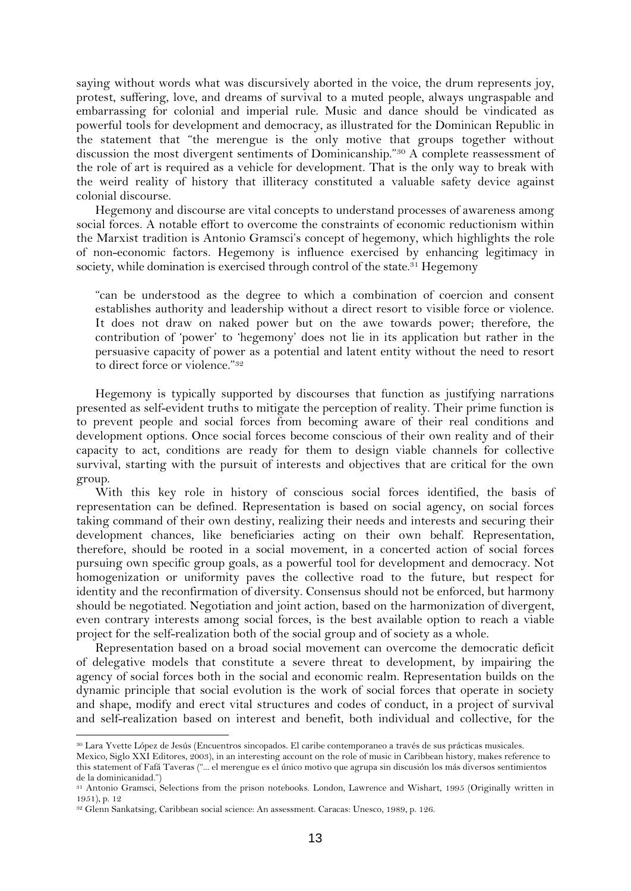saying without words what was discursively aborted in the voice, the drum represents joy, protest, suffering, love, and dreams of survival to a muted people, always ungraspable and embarrassing for colonial and imperial rule. Music and dance should be vindicated as powerful tools for development and democracy, as illustrated for the Dominican Republic in the statement that "the merengue is the only motive that groups together without discussion the most divergent sentiments of Dominicanship."[30] A complete reassessment of the role of art is required as a vehicle for development. That is the only way to break with the weird reality of history that illiteracy constituted a valuable safety device against colonial discourse.

Hegemony and discourse are vital concepts to understand processes of awareness among social forces. A notable effort to overcome the constraints of economic reductionism within the Marxist tradition is Antonio Gramsci's concept of hegemony, which highlights the role of non-economic factors. Hegemony is influence exercised by enhancing legitimacy in society, while domination is exercised through control of the state.[31] Hegemony

> "can be understood as the degree to which a combination of coercion and consent establishes authority and leadership without a direct resort to visible force or violence. It does not draw on naked power but on the awe towards power; therefore, the contribution of 'power' to 'hegemony' does not lie in its application but rather in the persuasive capacity of power as a potential and latent entity without the need to resort to direct force or violence."[32]

Hegemony is typically supported by discourses that function as justifying narrations presented as self-evident truths to mitigate the perception of reality. Their prime function is to prevent people and social forces from becoming aware of their real conditions and development options. Once social forces become conscious of their own reality and of their capacity to act, conditions are ready for them to design viable channels for collective survival, starting with the pursuit of interests and objectives that are critical for the own group.

With this key role in history of conscious social forces identified, the basis of representation can be defined. Representation is based on social agency, on social forces taking command of their own destiny, realizing their needs and interests and securing their development chances, like beneficiaries acting on their own behalf. Representation, therefore, should be rooted in a social movement, in a concerted action of social forces pursuing own specific group goals, as a powerful tool for development and democracy. Not homogenization or uniformity paves the collective road to the future, but respect for identity and the reconfirmation of diversity. Consensus should not be enforced, but harmony should be negotiated. Negotiation and joint action, based on the harmonization of divergent, even contrary interests among social forces, is the best available option to reach a viable project for the self-realization both of the social group and of society as a whole.

Representation based on a broad social movement can overcome the democratic deficit of delegative models that constitute a severe threat to development, by impairing the agency of social forces both in the social and economic realm. Representation builds on the dynamic principle that social evolution is the work of social forces that operate in society and shape, modify and erect vital structures and codes of conduct, in a project of survival and self-realization based on interest and benefit, both individual and collective, for the

---

[30] Lara Yvette López de Jesús (Encuentros sincopados. El caribe contemporaneo a través de sus prácticas musicales. Mexico, Siglo XXI Editores, 2003), in an interesting account on the role of music in Caribbean history, makes reference to this statement of Fafá Taveras ("... el merengue es el único motivo que agrupa sin discusión los más diversos sentimientos de la dominicanidad.")

[31] Antonio Gramsci, Selections from the prison notebooks. London, Lawrence and Wishart, 1995 (Originally written in 1951), p. 12

[32] Glenn Sankatsing, Caribbean social science: An assessment. Caracas: Unesco, 1989, p. 126.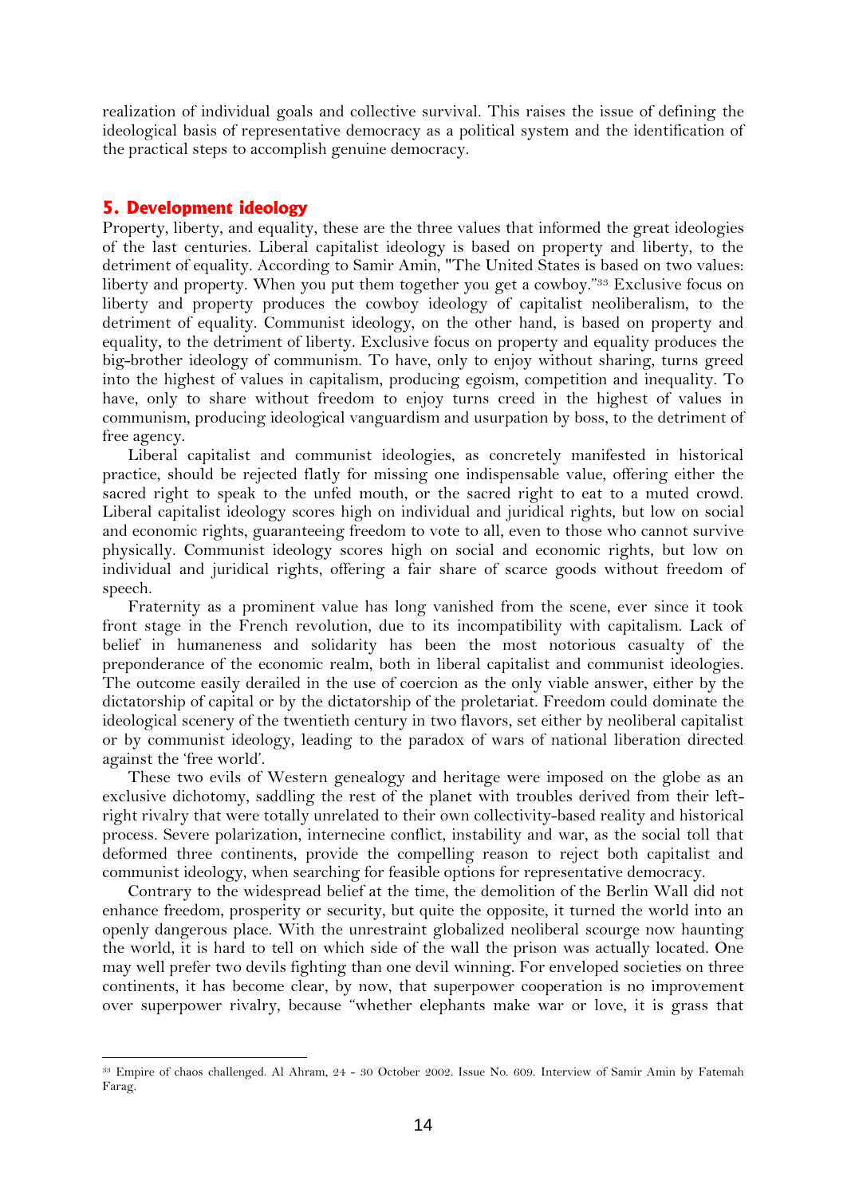realization of individual goals and collective survival. This raises the issue of defining the ideological basis of representative democracy as a political system and the identification of the practical steps to accomplish genuine democracy.

## 5. Development ideology

Property, liberty, and equality, these are the three values that informed the great ideologies of the last centuries. Liberal capitalist ideology is based on property and liberty, to the detriment of equality. According to Samir Amin, "The United States is based on two values: liberty and property. When you put them together you get a cowboy."[33] Exclusive focus on liberty and property produces the cowboy ideology of capitalist neoliberalism, to the detriment of equality. Communist ideology, on the other hand, is based on property and equality, to the detriment of liberty. Exclusive focus on property and equality produces the big-brother ideology of communism. To have, only to enjoy without sharing, turns greed into the highest of values in capitalism, producing egoism, competition and inequality. To have, only to share without freedom to enjoy turns creed in the highest of values in communism, producing ideological vanguardism and usurpation by boss, to the detriment of free agency.

Liberal capitalist and communist ideologies, as concretely manifested in historical practice, should be rejected flatly for missing one indispensable value, offering either the sacred right to speak to the unfed mouth, or the sacred right to eat to a muted crowd. Liberal capitalist ideology scores high on individual and juridical rights, but low on social and economic rights, guaranteeing freedom to vote to all, even to those who cannot survive physically. Communist ideology scores high on social and economic rights, but low on individual and juridical rights, offering a fair share of scarce goods without freedom of speech.

Fraternity as a prominent value has long vanished from the scene, ever since it took front stage in the French revolution, due to its incompatibility with capitalism. Lack of belief in humaneness and solidarity has been the most notorious casualty of the preponderance of the economic realm, both in liberal capitalist and communist ideologies. The outcome easily derailed in the use of coercion as the only viable answer, either by the dictatorship of capital or by the dictatorship of the proletariat. Freedom could dominate the ideological scenery of the twentieth century in two flavors, set either by neoliberal capitalist or by communist ideology, leading to the paradox of wars of national liberation directed against the 'free world'.

These two evils of Western genealogy and heritage were imposed on the globe as an exclusive dichotomy, saddling the rest of the planet with troubles derived from their left-right rivalry that were totally unrelated to their own collectivity-based reality and historical process. Severe polarization, internecine conflict, instability and war, as the social toll that deformed three continents, provide the compelling reason to reject both capitalist and communist ideology, when searching for feasible options for representative democracy.

Contrary to the widespread belief at the time, the demolition of the Berlin Wall did not enhance freedom, prosperity or security, but quite the opposite, it turned the world into an openly dangerous place. With the unrestraint globalized neoliberal scourge now haunting the world, it is hard to tell on which side of the wall the prison was actually located. One may well prefer two devils fighting than one devil winning. For enveloped societies on three continents, it has become clear, by now, that superpower cooperation is no improvement over superpower rivalry, because "whether elephants make war or love, it is grass that

---

[33] Empire of chaos challenged. Al Ahram, 24 - 30 October 2002. Issue No. 609. Interview of Samir Amin by Fatemah Farag.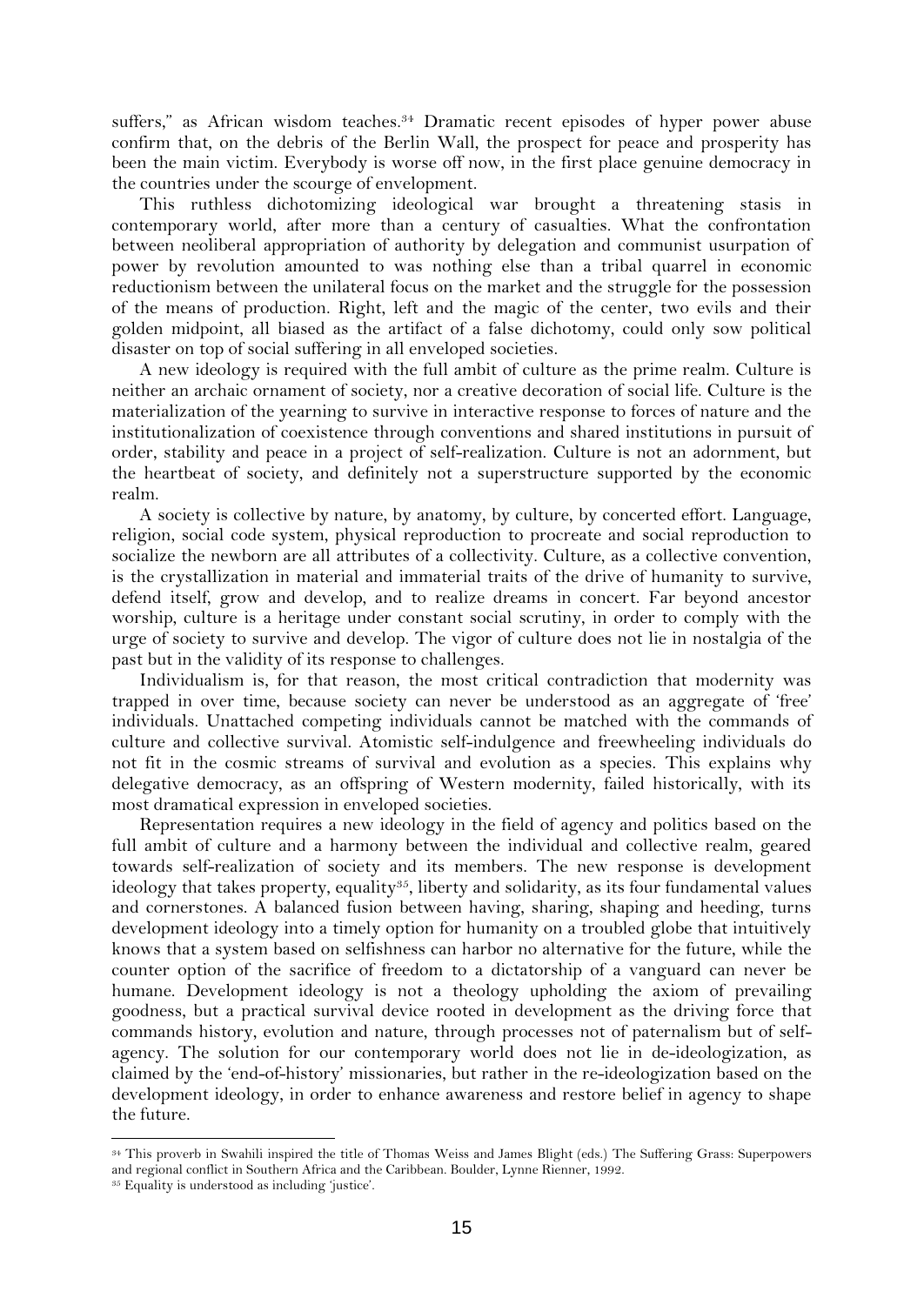suffers," as African wisdom teaches.[34] Dramatic recent episodes of hyper power abuse confirm that, on the debris of the Berlin Wall, the prospect for peace and prosperity has been the main victim. Everybody is worse off now, in the first place genuine democracy in the countries under the scourge of envelopment.

This ruthless dichotomizing ideological war brought a threatening stasis in contemporary world, after more than a century of casualties. What the confrontation between neoliberal appropriation of authority by delegation and communist usurpation of power by revolution amounted to was nothing else than a tribal quarrel in economic reductionism between the unilateral focus on the market and the struggle for the possession of the means of production. Right, left and the magic of the center, two evils and their golden midpoint, all biased as the artifact of a false dichotomy, could only sow political disaster on top of social suffering in all enveloped societies.

A new ideology is required with the full ambit of culture as the prime realm. Culture is neither an archaic ornament of society, nor a creative decoration of social life. Culture is the materialization of the yearning to survive in interactive response to forces of nature and the institutionalization of coexistence through conventions and shared institutions in pursuit of order, stability and peace in a project of self-realization. Culture is not an adornment, but the heartbeat of society, and definitely not a superstructure supported by the economic realm.

A society is collective by nature, by anatomy, by culture, by concerted effort. Language, religion, social code system, physical reproduction to procreate and social reproduction to socialize the newborn are all attributes of a collectivity. Culture, as a collective convention, is the crystallization in material and immaterial traits of the drive of humanity to survive, defend itself, grow and develop, and to realize dreams in concert. Far beyond ancestor worship, culture is a heritage under constant social scrutiny, in order to comply with the urge of society to survive and develop. The vigor of culture does not lie in nostalgia of the past but in the validity of its response to challenges.

Individualism is, for that reason, the most critical contradiction that modernity was trapped in over time, because society can never be understood as an aggregate of 'free' individuals. Unattached competing individuals cannot be matched with the commands of culture and collective survival. Atomistic self-indulgence and freewheeling individuals do not fit in the cosmic streams of survival and evolution as a species. This explains why delegative democracy, as an offspring of Western modernity, failed historically, with its most dramatical expression in enveloped societies.

Representation requires a new ideology in the field of agency and politics based on the full ambit of culture and a harmony between the individual and collective realm, geared towards self-realization of society and its members. The new response is development ideology that takes property, equality[35], liberty and solidarity, as its four fundamental values and cornerstones. A balanced fusion between having, sharing, shaping and heeding, turns development ideology into a timely option for humanity on a troubled globe that intuitively knows that a system based on selfishness can harbor no alternative for the future, while the counter option of the sacrifice of freedom to a dictatorship of a vanguard can never be humane. Development ideology is not a theology upholding the axiom of prevailing goodness, but a practical survival device rooted in development as the driving force that commands history, evolution and nature, through processes not of paternalism but of self-agency. The solution for our contemporary world does not lie in de-ideologization, as claimed by the 'end-of-history' missionaries, but rather in the re-ideologization based on the development ideology, in order to enhance awareness and restore belief in agency to shape the future.

---

[34] This proverb in Swahili inspired the title of Thomas Weiss and James Blight (eds.) The Suffering Grass: Superpowers and regional conflict in Southern Africa and the Caribbean. Boulder, Lynne Rienner, 1992.

[35] Equality is understood as including 'justice'.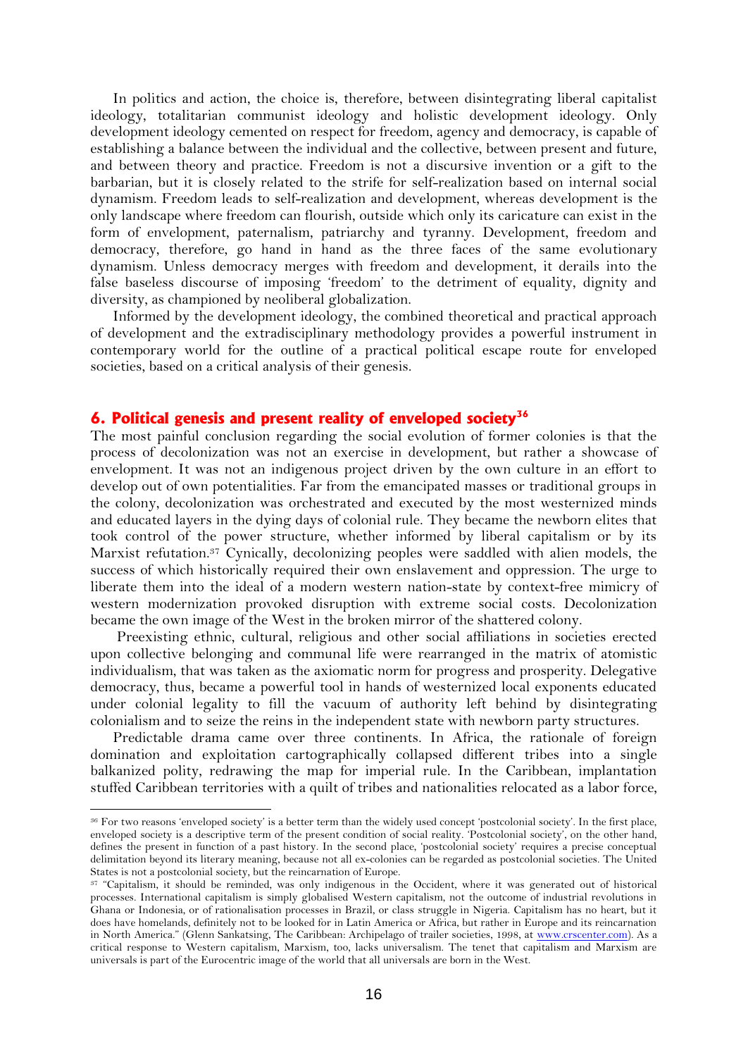In politics and action, the choice is, therefore, between disintegrating liberal capitalist ideology, totalitarian communist ideology and holistic development ideology. Only development ideology cemented on respect for freedom, agency and democracy, is capable of establishing a balance between the individual and the collective, between present and future, and between theory and practice. Freedom is not a discursive invention or a gift to the barbarian, but it is closely related to the strife for self-realization based on internal social dynamism. Freedom leads to self-realization and development, whereas development is the only landscape where freedom can flourish, outside which only its caricature can exist in the form of envelopment, paternalism, patriarchy and tyranny. Development, freedom and democracy, therefore, go hand in hand as the three faces of the same evolutionary dynamism. Unless democracy merges with freedom and development, it derails into the false baseless discourse of imposing 'freedom' to the detriment of equality, dignity and diversity, as championed by neoliberal globalization.

Informed by the development ideology, the combined theoretical and practical approach of development and the extradisciplinary methodology provides a powerful instrument in contemporary world for the outline of a practical political escape route for enveloped societies, based on a critical analysis of their genesis.

## 6. Political genesis and present reality of enveloped society[36]

The most painful conclusion regarding the social evolution of former colonies is that the process of decolonization was not an exercise in development, but rather a showcase of envelopment. It was not an indigenous project driven by the own culture in an effort to develop out of own potentialities. Far from the emancipated masses or traditional groups in the colony, decolonization was orchestrated and executed by the most westernized minds and educated layers in the dying days of colonial rule. They became the newborn elites that took control of the power structure, whether informed by liberal capitalism or by its Marxist refutation.[37] Cynically, decolonizing peoples were saddled with alien models, the success of which historically required their own enslavement and oppression. The urge to liberate them into the ideal of a modern western nation-state by context-free mimicry of western modernization provoked disruption with extreme social costs. Decolonization became the own image of the West in the broken mirror of the shattered colony.

Preexisting ethnic, cultural, religious and other social affiliations in societies erected upon collective belonging and communal life were rearranged in the matrix of atomistic individualism, that was taken as the axiomatic norm for progress and prosperity. Delegative democracy, thus, became a powerful tool in hands of westernized local exponents educated under colonial legality to fill the vacuum of authority left behind by disintegrating colonialism and to seize the reins in the independent state with newborn party structures.

Predictable drama came over three continents. In Africa, the rationale of foreign domination and exploitation cartographically collapsed different tribes into a single balkanized polity, redrawing the map for imperial rule. In the Caribbean, implantation stuffed Caribbean territories with a quilt of tribes and nationalities relocated as a labor force,

---

[36] For two reasons 'enveloped society' is a better term than the widely used concept 'postcolonial society'. In the first place, enveloped society is a descriptive term of the present condition of social reality. 'Postcolonial society', on the other hand, defines the present in function of a past history. In the second place, 'postcolonial society' requires a precise conceptual delimitation beyond its literary meaning, because not all ex-colonies can be regarded as postcolonial societies. The United States is not a postcolonial society, but the reincarnation of Europe.

[37] "Capitalism, it should be reminded, was only indigenous in the Occident, where it was generated out of historical processes. International capitalism is simply globalised Western capitalism, not the outcome of industrial revolutions in Ghana or Indonesia, or of rationalisation processes in Brazil, or class struggle in Nigeria. Capitalism has no heart, but it does have homelands, definitely not to be looked for in Latin America or Africa, but rather in Europe and its reincarnation in North America." (Glenn Sankatsing, The Caribbean: Archipelago of trailer societies, 1998, at www.crscenter.com). As a critical response to Western capitalism, Marxism, too, lacks universalism. The tenet that capitalism and Marxism are universals is part of the Eurocentric image of the world that all universals are born in the West.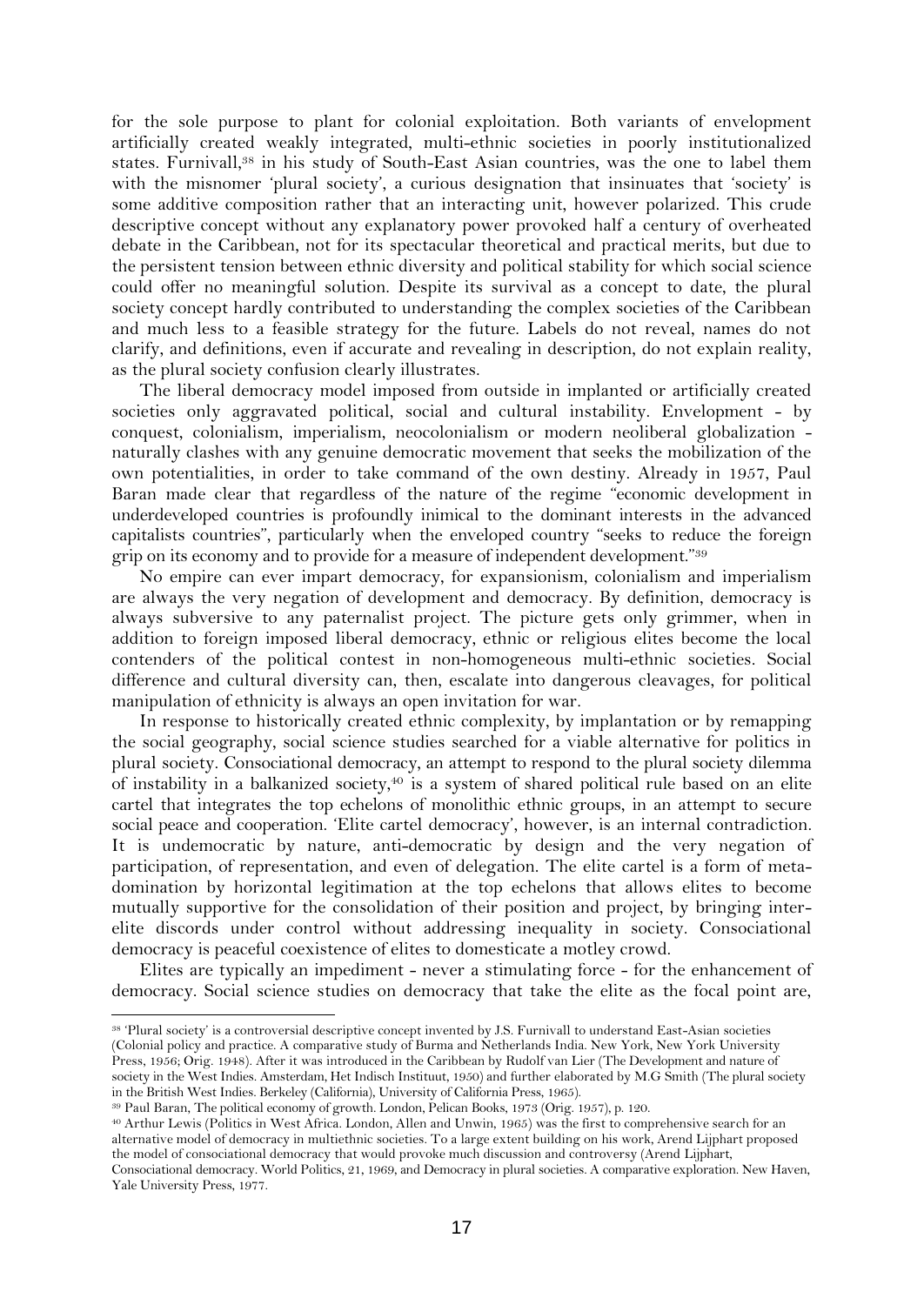for the sole purpose to plant for colonial exploitation. Both variants of envelopment artificially created weakly integrated, multi-ethnic societies in poorly institutionalized states. Furnivall,[38] in his study of South-East Asian countries, was the one to label them with the misnomer 'plural society', a curious designation that insinuates that 'society' is some additive composition rather that an interacting unit, however polarized. This crude descriptive concept without any explanatory power provoked half a century of overheated debate in the Caribbean, not for its spectacular theoretical and practical merits, but due to the persistent tension between ethnic diversity and political stability for which social science could offer no meaningful solution. Despite its survival as a concept to date, the plural society concept hardly contributed to understanding the complex societies of the Caribbean and much less to a feasible strategy for the future. Labels do not reveal, names do not clarify, and definitions, even if accurate and revealing in description, do not explain reality, as the plural society confusion clearly illustrates.

The liberal democracy model imposed from outside in implanted or artificially created societies only aggravated political, social and cultural instability. Envelopment - by conquest, colonialism, imperialism, neocolonialism or modern neoliberal globalization - naturally clashes with any genuine democratic movement that seeks the mobilization of the own potentialities, in order to take command of the own destiny. Already in 1957, Paul Baran made clear that regardless of the nature of the regime "economic development in underdeveloped countries is profoundly inimical to the dominant interests in the advanced capitalists countries", particularly when the enveloped country "seeks to reduce the foreign grip on its economy and to provide for a measure of independent development."[39]

No empire can ever impart democracy, for expansionism, colonialism and imperialism are always the very negation of development and democracy. By definition, democracy is always subversive to any paternalist project. The picture gets only grimmer, when in addition to foreign imposed liberal democracy, ethnic or religious elites become the local contenders of the political contest in non-homogeneous multi-ethnic societies. Social difference and cultural diversity can, then, escalate into dangerous cleavages, for political manipulation of ethnicity is always an open invitation for war.

In response to historically created ethnic complexity, by implantation or by remapping the social geography, social science studies searched for a viable alternative for politics in plural society. Consociational democracy, an attempt to respond to the plural society dilemma of instability in a balkanized society,[40] is a system of shared political rule based on an elite cartel that integrates the top echelons of monolithic ethnic groups, in an attempt to secure social peace and cooperation. 'Elite cartel democracy', however, is an internal contradiction. It is undemocratic by nature, anti-democratic by design and the very negation of participation, of representation, and even of delegation. The elite cartel is a form of meta-domination by horizontal legitimation at the top echelons that allows elites to become mutually supportive for the consolidation of their position and project, by bringing inter-elite discords under control without addressing inequality in society. Consociational democracy is peaceful coexistence of elites to domesticate a motley crowd.

Elites are typically an impediment - never a stimulating force - for the enhancement of democracy. Social science studies on democracy that take the elite as the focal point are,

---

[38] 'Plural society' is a controversial descriptive concept invented by J.S. Furnivall to understand East-Asian societies (Colonial policy and practice. A comparative study of Burma and Netherlands India. New York, New York University Press, 1956; Orig. 1948). After it was introduced in the Caribbean by Rudolf van Lier (The Development and nature of society in the West Indies. Amsterdam, Het Indisch Instituut, 1950) and further elaborated by M.G Smith (The plural society in the British West Indies. Berkeley (California), University of California Press, 1965).

[39] Paul Baran, The political economy of growth. London, Pelican Books, 1973 (Orig. 1957), p. 120.

[40] Arthur Lewis (Politics in West Africa. London, Allen and Unwin, 1965) was the first to comprehensive search for an alternative model of democracy in multiethnic societies. To a large extent building on his work, Arend Lijphart proposed the model of consociational democracy that would provoke much discussion and controversy (Arend Lijphart, Consociational democracy. World Politics, 21, 1969, and Democracy in plural societies. A comparative exploration. New Haven, Yale University Press, 1977.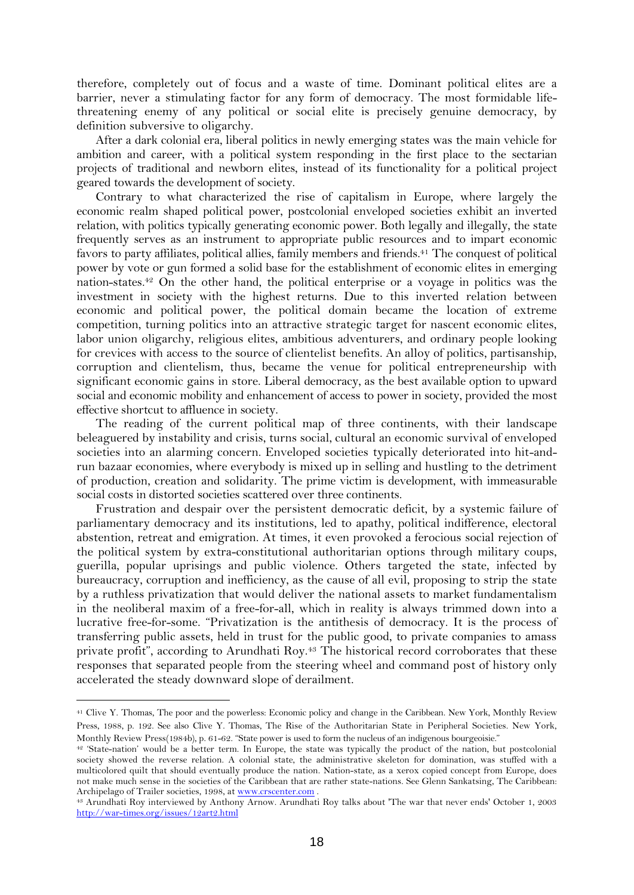therefore, completely out of focus and a waste of time. Dominant political elites are a barrier, never a stimulating factor for any form of democracy. The most formidable life-threatening enemy of any political or social elite is precisely genuine democracy, by definition subversive to oligarchy.

After a dark colonial era, liberal politics in newly emerging states was the main vehicle for ambition and career, with a political system responding in the first place to the sectarian projects of traditional and newborn elites, instead of its functionality for a political project geared towards the development of society.

Contrary to what characterized the rise of capitalism in Europe, where largely the economic realm shaped political power, postcolonial enveloped societies exhibit an inverted relation, with politics typically generating economic power. Both legally and illegally, the state frequently serves as an instrument to appropriate public resources and to impart economic favors to party affiliates, political allies, family members and friends.[41] The conquest of political power by vote or gun formed a solid base for the establishment of economic elites in emerging nation-states.[42] On the other hand, the political enterprise or a voyage in politics was the investment in society with the highest returns. Due to this inverted relation between economic and political power, the political domain became the location of extreme competition, turning politics into an attractive strategic target for nascent economic elites, labor union oligarchy, religious elites, ambitious adventurers, and ordinary people looking for crevices with access to the source of clientelist benefits. An alloy of politics, partisanship, corruption and clientelism, thus, became the venue for political entrepreneurship with significant economic gains in store. Liberal democracy, as the best available option to upward social and economic mobility and enhancement of access to power in society, provided the most effective shortcut to affluence in society.

The reading of the current political map of three continents, with their landscape beleaguered by instability and crisis, turns social, cultural an economic survival of enveloped societies into an alarming concern. Enveloped societies typically deteriorated into hit-and-run bazaar economies, where everybody is mixed up in selling and hustling to the detriment of production, creation and solidarity. The prime victim is development, with immeasurable social costs in distorted societies scattered over three continents.

Frustration and despair over the persistent democratic deficit, by a systemic failure of parliamentary democracy and its institutions, led to apathy, political indifference, electoral abstention, retreat and emigration. At times, it even provoked a ferocious social rejection of the political system by extra-constitutional authoritarian options through military coups, guerilla, popular uprisings and public violence. Others targeted the state, infected by bureaucracy, corruption and inefficiency, as the cause of all evil, proposing to strip the state by a ruthless privatization that would deliver the national assets to market fundamentalism in the neoliberal maxim of a free-for-all, which in reality is always trimmed down into a lucrative free-for-some. "Privatization is the antithesis of democracy. It is the process of transferring public assets, held in trust for the public good, to private companies to amass private profit", according to Arundhati Roy.[43] The historical record corroborates that these responses that separated people from the steering wheel and command post of history only accelerated the steady downward slope of derailment.

---

[41] Clive Y. Thomas, The poor and the powerless: Economic policy and change in the Caribbean. New York, Monthly Review Press, 1988, p. 192. See also Clive Y. Thomas, The Rise of the Authoritarian State in Peripheral Societies. New York, Monthly Review Press(1984b), p. 61-62. "State power is used to form the nucleus of an indigenous bourgeoisie."

[42] 'State-nation' would be a better term. In Europe, the state was typically the product of the nation, but postcolonial society showed the reverse relation. A colonial state, the administrative skeleton for domination, was stuffed with a multicolored quilt that should eventually produce the nation. Nation-state, as a xerox copied concept from Europe, does not make much sense in the societies of the Caribbean that are rather state-nations. See Glenn Sankatsing, The Caribbean: Archipelago of Trailer societies, 1998, at www.crscenter.com .

[43] Arundhati Roy interviewed by Anthony Arnow. Arundhati Roy talks about 'The war that never ends' October 1, 2003 http://war-times.org/issues/12art2.html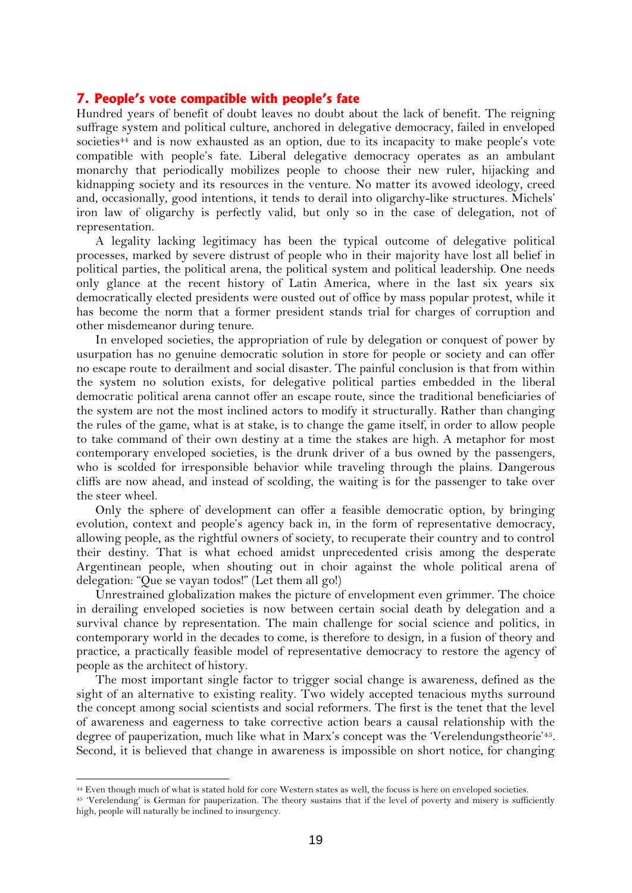## 7. People's vote compatible with people's fate

Hundred years of benefit of doubt leaves no doubt about the lack of benefit. The reigning suffrage system and political culture, anchored in delegative democracy, failed in enveloped societies[44] and is now exhausted as an option, due to its incapacity to make people's vote compatible with people's fate. Liberal delegative democracy operates as an ambulant monarchy that periodically mobilizes people to choose their new ruler, hijacking and kidnapping society and its resources in the venture. No matter its avowed ideology, creed and, occasionally, good intentions, it tends to derail into oligarchy-like structures. Michels' iron law of oligarchy is perfectly valid, but only so in the case of delegation, not of representation.

A legality lacking legitimacy has been the typical outcome of delegative political processes, marked by severe distrust of people who in their majority have lost all belief in political parties, the political arena, the political system and political leadership. One needs only glance at the recent history of Latin America, where in the last six years six democratically elected presidents were ousted out of office by mass popular protest, while it has become the norm that a former president stands trial for charges of corruption and other misdemeanor during tenure.

In enveloped societies, the appropriation of rule by delegation or conquest of power by usurpation has no genuine democratic solution in store for people or society and can offer no escape route to derailment and social disaster. The painful conclusion is that from within the system no solution exists, for delegative political parties embedded in the liberal democratic political arena cannot offer an escape route, since the traditional beneficiaries of the system are not the most inclined actors to modify it structurally. Rather than changing the rules of the game, what is at stake, is to change the game itself, in order to allow people to take command of their own destiny at a time the stakes are high. A metaphor for most contemporary enveloped societies, is the drunk driver of a bus owned by the passengers, who is scolded for irresponsible behavior while traveling through the plains. Dangerous cliffs are now ahead, and instead of scolding, the waiting is for the passenger to take over the steer wheel.

Only the sphere of development can offer a feasible democratic option, by bringing evolution, context and people's agency back in, in the form of representative democracy, allowing people, as the rightful owners of society, to recuperate their country and to control their destiny. That is what echoed amidst unprecedented crisis among the desperate Argentinean people, when shouting out in choir against the whole political arena of delegation: "Que se vayan todos!" (Let them all go!)

Unrestrained globalization makes the picture of envelopment even grimmer. The choice in derailing enveloped societies is now between certain social death by delegation and a survival chance by representation. The main challenge for social science and politics, in contemporary world in the decades to come, is therefore to design, in a fusion of theory and practice, a practically feasible model of representative democracy to restore the agency of people as the architect of history.

The most important single factor to trigger social change is awareness, defined as the sight of an alternative to existing reality. Two widely accepted tenacious myths surround the concept among social scientists and social reformers. The first is the tenet that the level of awareness and eagerness to take corrective action bears a causal relationship with the degree of pauperization, much like what in Marx's concept was the 'Verelendungstheorie'[45]. Second, it is believed that change in awareness is impossible on short notice, for changing

---

[44] Even though much of what is stated hold for core Western states as well, the focuss is here on enveloped societies.

[45] 'Verelendung' is German for pauperization. The theory sustains that if the level of poverty and misery is sufficiently high, people will naturally be inclined to insurgency.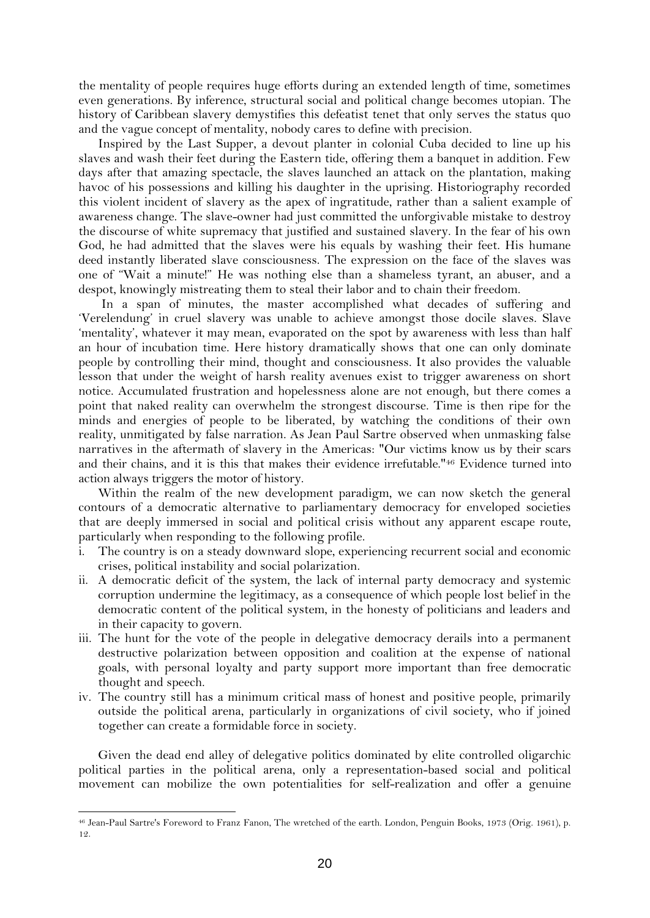the mentality of people requires huge efforts during an extended length of time, sometimes even generations. By inference, structural social and political change becomes utopian. The history of Caribbean slavery demystifies this defeatist tenet that only serves the status quo and the vague concept of mentality, nobody cares to define with precision.

Inspired by the Last Supper, a devout planter in colonial Cuba decided to line up his slaves and wash their feet during the Eastern tide, offering them a banquet in addition. Few days after that amazing spectacle, the slaves launched an attack on the plantation, making havoc of his possessions and killing his daughter in the uprising. Historiography recorded this violent incident of slavery as the apex of ingratitude, rather than a salient example of awareness change. The slave-owner had just committed the unforgivable mistake to destroy the discourse of white supremacy that justified and sustained slavery. In the fear of his own God, he had admitted that the slaves were his equals by washing their feet. His humane deed instantly liberated slave consciousness. The expression on the face of the slaves was one of "Wait a minute!" He was nothing else than a shameless tyrant, an abuser, and a despot, knowingly mistreating them to steal their labor and to chain their freedom.

In a span of minutes, the master accomplished what decades of suffering and 'Verelendung' in cruel slavery was unable to achieve amongst those docile slaves. Slave 'mentality', whatever it may mean, evaporated on the spot by awareness with less than half an hour of incubation time. Here history dramatically shows that one can only dominate people by controlling their mind, thought and consciousness. It also provides the valuable lesson that under the weight of harsh reality avenues exist to trigger awareness on short notice. Accumulated frustration and hopelessness alone are not enough, but there comes a point that naked reality can overwhelm the strongest discourse. Time is then ripe for the minds and energies of people to be liberated, by watching the conditions of their own reality, unmitigated by false narration. As Jean Paul Sartre observed when unmasking false narratives in the aftermath of slavery in the Americas: "Our victims know us by their scars and their chains, and it is this that makes their evidence irrefutable."[46] Evidence turned into action always triggers the motor of history.

Within the realm of the new development paradigm, we can now sketch the general contours of a democratic alternative to parliamentary democracy for enveloped societies that are deeply immersed in social and political crisis without any apparent escape route, particularly when responding to the following profile.

i. The country is on a steady downward slope, experiencing recurrent social and economic crises, political instability and social polarization.
ii. A democratic deficit of the system, the lack of internal party democracy and systemic corruption undermine the legitimacy, as a consequence of which people lost belief in the democratic content of the political system, in the honesty of politicians and leaders and in their capacity to govern.
iii. The hunt for the vote of the people in delegative democracy derails into a permanent destructive polarization between opposition and coalition at the expense of national goals, with personal loyalty and party support more important than free democratic thought and speech.
iv. The country still has a minimum critical mass of honest and positive people, primarily outside the political arena, particularly in organizations of civil society, who if joined together can create a formidable force in society.

Given the dead end alley of delegative politics dominated by elite controlled oligarchic political parties in the political arena, only a representation-based social and political movement can mobilize the own potentialities for self-realization and offer a genuine

[46] Jean-Paul Sartre's Foreword to Franz Fanon, The wretched of the earth. London, Penguin Books, 1973 (Orig. 1961), p. 12.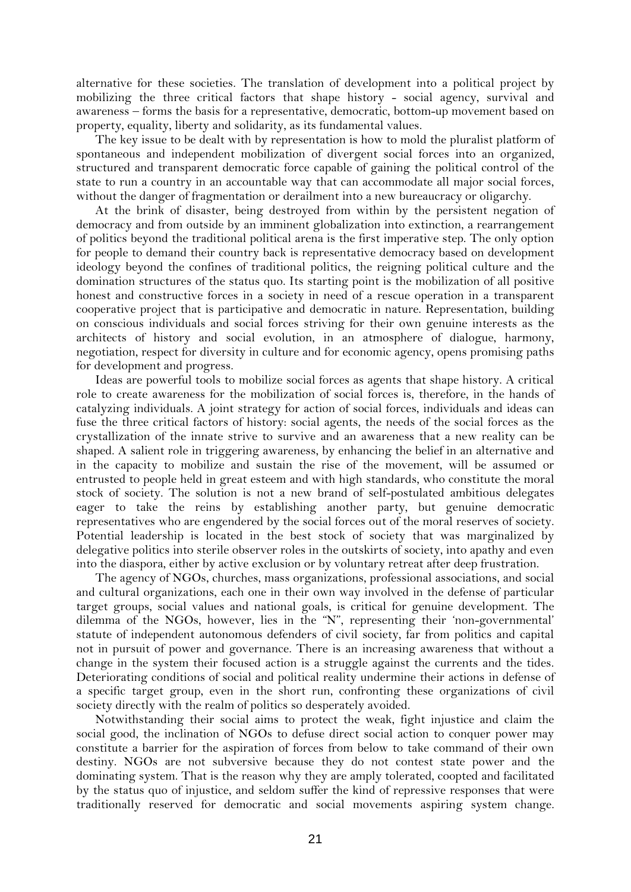alternative for these societies. The translation of development into a political project by mobilizing the three critical factors that shape history - social agency, survival and awareness – forms the basis for a representative, democratic, bottom-up movement based on property, equality, liberty and solidarity, as its fundamental values.

The key issue to be dealt with by representation is how to mold the pluralist platform of spontaneous and independent mobilization of divergent social forces into an organized, structured and transparent democratic force capable of gaining the political control of the state to run a country in an accountable way that can accommodate all major social forces, without the danger of fragmentation or derailment into a new bureaucracy or oligarchy.

At the brink of disaster, being destroyed from within by the persistent negation of democracy and from outside by an imminent globalization into extinction, a rearrangement of politics beyond the traditional political arena is the first imperative step. The only option for people to demand their country back is representative democracy based on development ideology beyond the confines of traditional politics, the reigning political culture and the domination structures of the status quo. Its starting point is the mobilization of all positive honest and constructive forces in a society in need of a rescue operation in a transparent cooperative project that is participative and democratic in nature. Representation, building on conscious individuals and social forces striving for their own genuine interests as the architects of history and social evolution, in an atmosphere of dialogue, harmony, negotiation, respect for diversity in culture and for economic agency, opens promising paths for development and progress.

Ideas are powerful tools to mobilize social forces as agents that shape history. A critical role to create awareness for the mobilization of social forces is, therefore, in the hands of catalyzing individuals. A joint strategy for action of social forces, individuals and ideas can fuse the three critical factors of history: social agents, the needs of the social forces as the crystallization of the innate strive to survive and an awareness that a new reality can be shaped. A salient role in triggering awareness, by enhancing the belief in an alternative and in the capacity to mobilize and sustain the rise of the movement, will be assumed or entrusted to people held in great esteem and with high standards, who constitute the moral stock of society. The solution is not a new brand of self-postulated ambitious delegates eager to take the reins by establishing another party, but genuine democratic representatives who are engendered by the social forces out of the moral reserves of society. Potential leadership is located in the best stock of society that was marginalized by delegative politics into sterile observer roles in the outskirts of society, into apathy and even into the diaspora, either by active exclusion or by voluntary retreat after deep frustration.

The agency of NGOs, churches, mass organizations, professional associations, and social and cultural organizations, each one in their own way involved in the defense of particular target groups, social values and national goals, is critical for genuine development. The dilemma of the NGOs, however, lies in the "N", representing their 'non-governmental' statute of independent autonomous defenders of civil society, far from politics and capital not in pursuit of power and governance. There is an increasing awareness that without a change in the system their focused action is a struggle against the currents and the tides. Deteriorating conditions of social and political reality undermine their actions in defense of a specific target group, even in the short run, confronting these organizations of civil society directly with the realm of politics so desperately avoided.

Notwithstanding their social aims to protect the weak, fight injustice and claim the social good, the inclination of NGOs to defuse direct social action to conquer power may constitute a barrier for the aspiration of forces from below to take command of their own destiny. NGOs are not subversive because they do not contest state power and the dominating system. That is the reason why they are amply tolerated, coopted and facilitated by the status quo of injustice, and seldom suffer the kind of repressive responses that were traditionally reserved for democratic and social movements aspiring system change.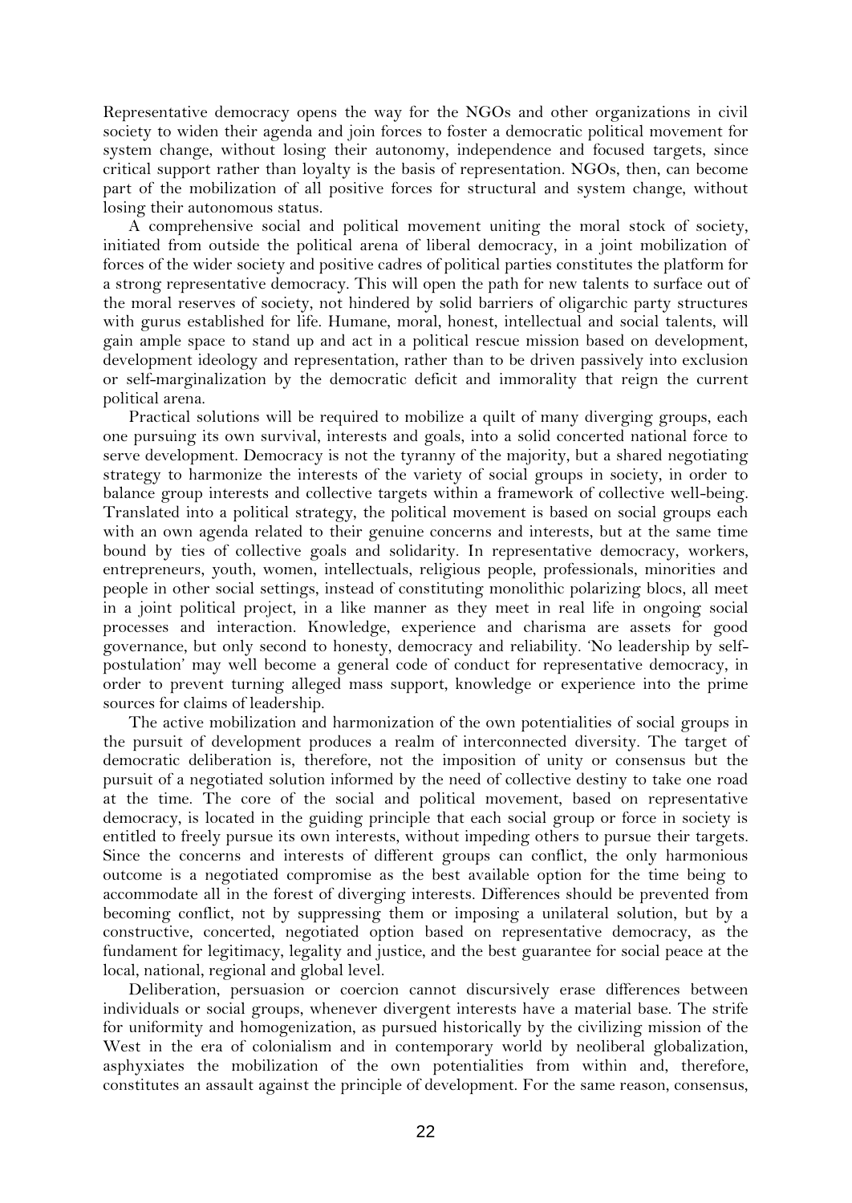Representative democracy opens the way for the NGOs and other organizations in civil society to widen their agenda and join forces to foster a democratic political movement for system change, without losing their autonomy, independence and focused targets, since critical support rather than loyalty is the basis of representation. NGOs, then, can become part of the mobilization of all positive forces for structural and system change, without losing their autonomous status.

A comprehensive social and political movement uniting the moral stock of society, initiated from outside the political arena of liberal democracy, in a joint mobilization of forces of the wider society and positive cadres of political parties constitutes the platform for a strong representative democracy. This will open the path for new talents to surface out of the moral reserves of society, not hindered by solid barriers of oligarchic party structures with gurus established for life. Humane, moral, honest, intellectual and social talents, will gain ample space to stand up and act in a political rescue mission based on development, development ideology and representation, rather than to be driven passively into exclusion or self-marginalization by the democratic deficit and immorality that reign the current political arena.

Practical solutions will be required to mobilize a quilt of many diverging groups, each one pursuing its own survival, interests and goals, into a solid concerted national force to serve development. Democracy is not the tyranny of the majority, but a shared negotiating strategy to harmonize the interests of the variety of social groups in society, in order to balance group interests and collective targets within a framework of collective well-being. Translated into a political strategy, the political movement is based on social groups each with an own agenda related to their genuine concerns and interests, but at the same time bound by ties of collective goals and solidarity. In representative democracy, workers, entrepreneurs, youth, women, intellectuals, religious people, professionals, minorities and people in other social settings, instead of constituting monolithic polarizing blocs, all meet in a joint political project, in a like manner as they meet in real life in ongoing social processes and interaction. Knowledge, experience and charisma are assets for good governance, but only second to honesty, democracy and reliability. 'No leadership by self-postulation' may well become a general code of conduct for representative democracy, in order to prevent turning alleged mass support, knowledge or experience into the prime sources for claims of leadership.

The active mobilization and harmonization of the own potentialities of social groups in the pursuit of development produces a realm of interconnected diversity. The target of democratic deliberation is, therefore, not the imposition of unity or consensus but the pursuit of a negotiated solution informed by the need of collective destiny to take one road at the time. The core of the social and political movement, based on representative democracy, is located in the guiding principle that each social group or force in society is entitled to freely pursue its own interests, without impeding others to pursue their targets. Since the concerns and interests of different groups can conflict, the only harmonious outcome is a negotiated compromise as the best available option for the time being to accommodate all in the forest of diverging interests. Differences should be prevented from becoming conflict, not by suppressing them or imposing a unilateral solution, but by a constructive, concerted, negotiated option based on representative democracy, as the fundament for legitimacy, legality and justice, and the best guarantee for social peace at the local, national, regional and global level.

Deliberation, persuasion or coercion cannot discursively erase differences between individuals or social groups, whenever divergent interests have a material base. The strife for uniformity and homogenization, as pursued historically by the civilizing mission of the West in the era of colonialism and in contemporary world by neoliberal globalization, asphyxiates the mobilization of the own potentialities from within and, therefore, constitutes an assault against the principle of development. For the same reason, consensus,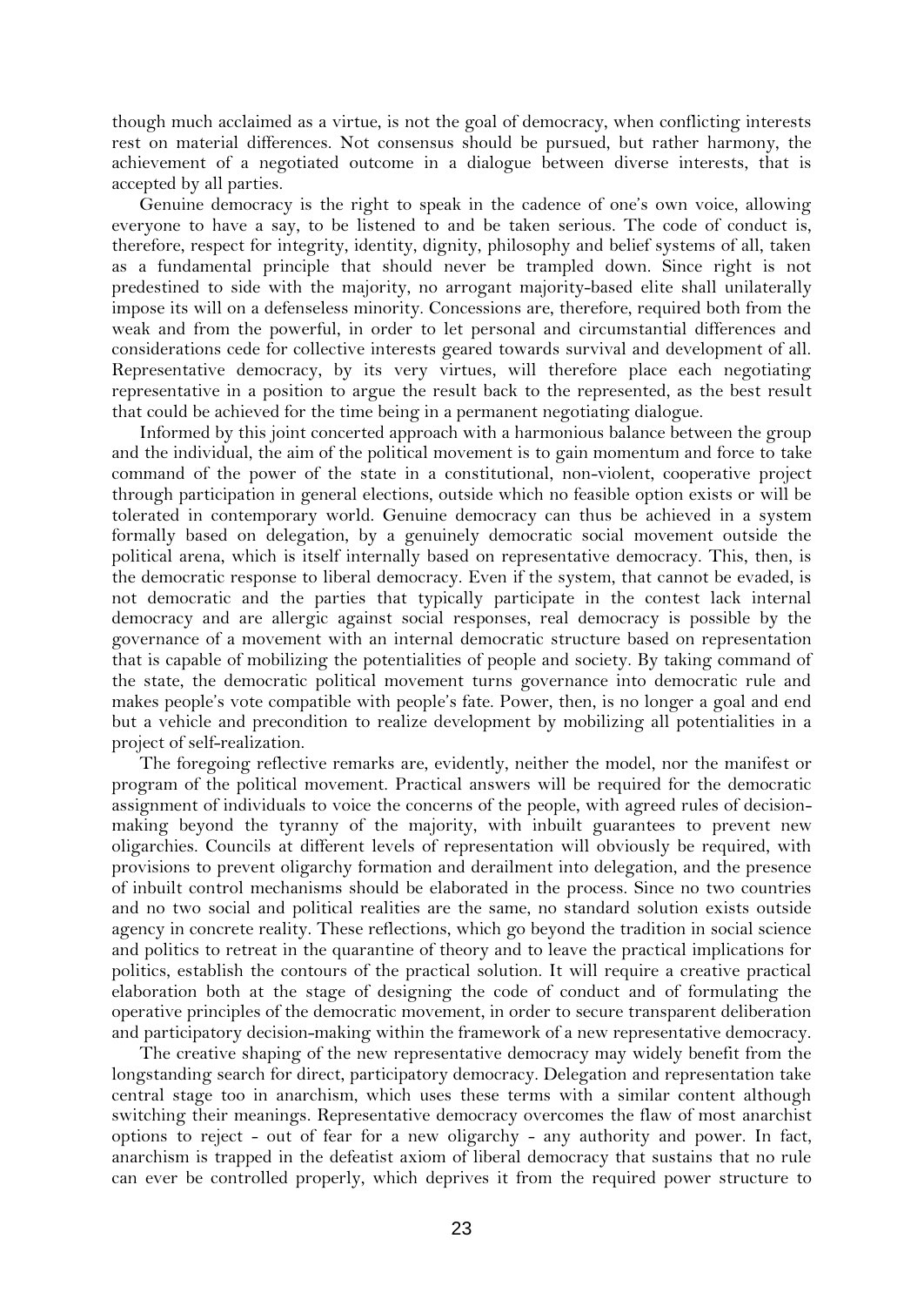though much acclaimed as a virtue, is not the goal of democracy, when conflicting interests rest on material differences. Not consensus should be pursued, but rather harmony, the achievement of a negotiated outcome in a dialogue between diverse interests, that is accepted by all parties.

Genuine democracy is the right to speak in the cadence of one's own voice, allowing everyone to have a say, to be listened to and be taken serious. The code of conduct is, therefore, respect for integrity, identity, dignity, philosophy and belief systems of all, taken as a fundamental principle that should never be trampled down. Since right is not predestined to side with the majority, no arrogant majority-based elite shall unilaterally impose its will on a defenseless minority. Concessions are, therefore, required both from the weak and from the powerful, in order to let personal and circumstantial differences and considerations cede for collective interests geared towards survival and development of all. Representative democracy, by its very virtues, will therefore place each negotiating representative in a position to argue the result back to the represented, as the best result that could be achieved for the time being in a permanent negotiating dialogue.

Informed by this joint concerted approach with a harmonious balance between the group and the individual, the aim of the political movement is to gain momentum and force to take command of the power of the state in a constitutional, non-violent, cooperative project through participation in general elections, outside which no feasible option exists or will be tolerated in contemporary world. Genuine democracy can thus be achieved in a system formally based on delegation, by a genuinely democratic social movement outside the political arena, which is itself internally based on representative democracy. This, then, is the democratic response to liberal democracy. Even if the system, that cannot be evaded, is not democratic and the parties that typically participate in the contest lack internal democracy and are allergic against social responses, real democracy is possible by the governance of a movement with an internal democratic structure based on representation that is capable of mobilizing the potentialities of people and society. By taking command of the state, the democratic political movement turns governance into democratic rule and makes people's vote compatible with people's fate. Power, then, is no longer a goal and end but a vehicle and precondition to realize development by mobilizing all potentialities in a project of self-realization.

The foregoing reflective remarks are, evidently, neither the model, nor the manifest or program of the political movement. Practical answers will be required for the democratic assignment of individuals to voice the concerns of the people, with agreed rules of decision-making beyond the tyranny of the majority, with inbuilt guarantees to prevent new oligarchies. Councils at different levels of representation will obviously be required, with provisions to prevent oligarchy formation and derailment into delegation, and the presence of inbuilt control mechanisms should be elaborated in the process. Since no two countries and no two social and political realities are the same, no standard solution exists outside agency in concrete reality. These reflections, which go beyond the tradition in social science and politics to retreat in the quarantine of theory and to leave the practical implications for politics, establish the contours of the practical solution. It will require a creative practical elaboration both at the stage of designing the code of conduct and of formulating the operative principles of the democratic movement, in order to secure transparent deliberation and participatory decision-making within the framework of a new representative democracy.

The creative shaping of the new representative democracy may widely benefit from the longstanding search for direct, participatory democracy. Delegation and representation take central stage too in anarchism, which uses these terms with a similar content although switching their meanings. Representative democracy overcomes the flaw of most anarchist options to reject - out of fear for a new oligarchy - any authority and power. In fact, anarchism is trapped in the defeatist axiom of liberal democracy that sustains that no rule can ever be controlled properly, which deprives it from the required power structure to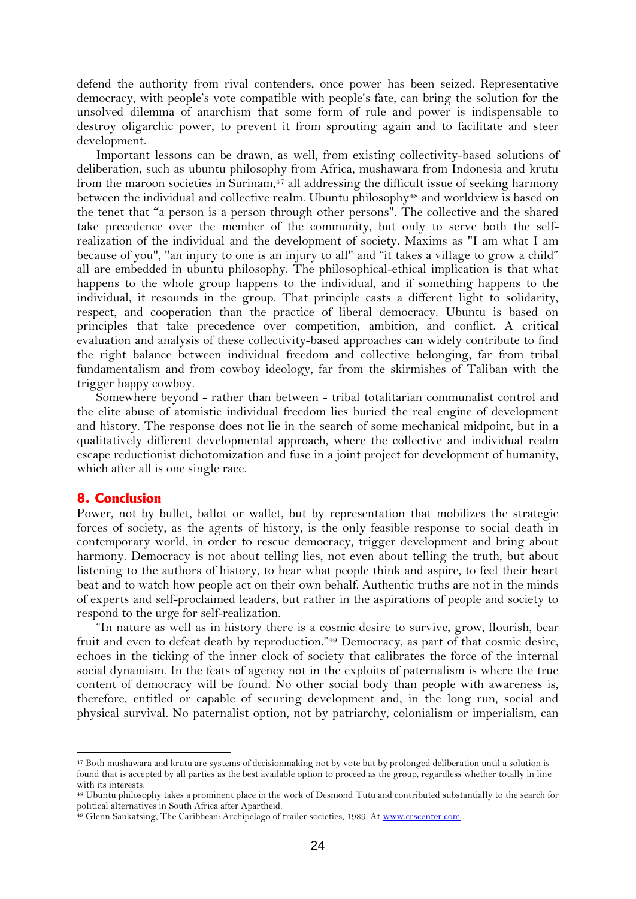defend the authority from rival contenders, once power has been seized. Representative democracy, with people's vote compatible with people's fate, can bring the solution for the unsolved dilemma of anarchism that some form of rule and power is indispensable to destroy oligarchic power, to prevent it from sprouting again and to facilitate and steer development.

Important lessons can be drawn, as well, from existing collectivity-based solutions of deliberation, such as ubuntu philosophy from Africa, mushawara from Indonesia and krutu from the maroon societies in Surinam,[47] all addressing the difficult issue of seeking harmony between the individual and collective realm. Ubuntu philosophy[48] and worldview is based on the tenet that "a person is a person through other persons". The collective and the shared take precedence over the member of the community, but only to serve both the self-realization of the individual and the development of society. Maxims as "I am what I am because of you", "an injury to one is an injury to all" and "it takes a village to grow a child" all are embedded in ubuntu philosophy. The philosophical-ethical implication is that what happens to the whole group happens to the individual, and if something happens to the individual, it resounds in the group. That principle casts a different light to solidarity, respect, and cooperation than the practice of liberal democracy. Ubuntu is based on principles that take precedence over competition, ambition, and conflict. A critical evaluation and analysis of these collectivity-based approaches can widely contribute to find the right balance between individual freedom and collective belonging, far from tribal fundamentalism and from cowboy ideology, far from the skirmishes of Taliban with the trigger happy cowboy.

Somewhere beyond - rather than between - tribal totalitarian communalist control and the elite abuse of atomistic individual freedom lies buried the real engine of development and history. The response does not lie in the search of some mechanical midpoint, but in a qualitatively different developmental approach, where the collective and individual realm escape reductionist dichotomization and fuse in a joint project for development of humanity, which after all is one single race.

## 8. Conclusion

Power, not by bullet, ballot or wallet, but by representation that mobilizes the strategic forces of society, as the agents of history, is the only feasible response to social death in contemporary world, in order to rescue democracy, trigger development and bring about harmony. Democracy is not about telling lies, not even about telling the truth, but about listening to the authors of history, to hear what people think and aspire, to feel their heart beat and to watch how people act on their own behalf. Authentic truths are not in the minds of experts and self-proclaimed leaders, but rather in the aspirations of people and society to respond to the urge for self-realization.

"In nature as well as in history there is a cosmic desire to survive, grow, flourish, bear fruit and even to defeat death by reproduction."[49] Democracy, as part of that cosmic desire, echoes in the ticking of the inner clock of society that calibrates the force of the internal social dynamism. In the feats of agency not in the exploits of paternalism is where the true content of democracy will be found. No other social body than people with awareness is, therefore, entitled or capable of securing development and, in the long run, social and physical survival. No paternalist option, not by patriarchy, colonialism or imperialism, can

[47] Both mushawara and krutu are systems of decisionmaking not by vote but by prolonged deliberation until a solution is found that is accepted by all parties as the best available option to proceed as the group, regardless whether totally in line with its interests.

[48] Ubuntu philosophy takes a prominent place in the work of Desmond Tutu and contributed substantially to the search for political alternatives in South Africa after Apartheid.

[49] Glenn Sankatsing, The Caribbean: Archipelago of trailer societies, 1989. At www.crscenter.com .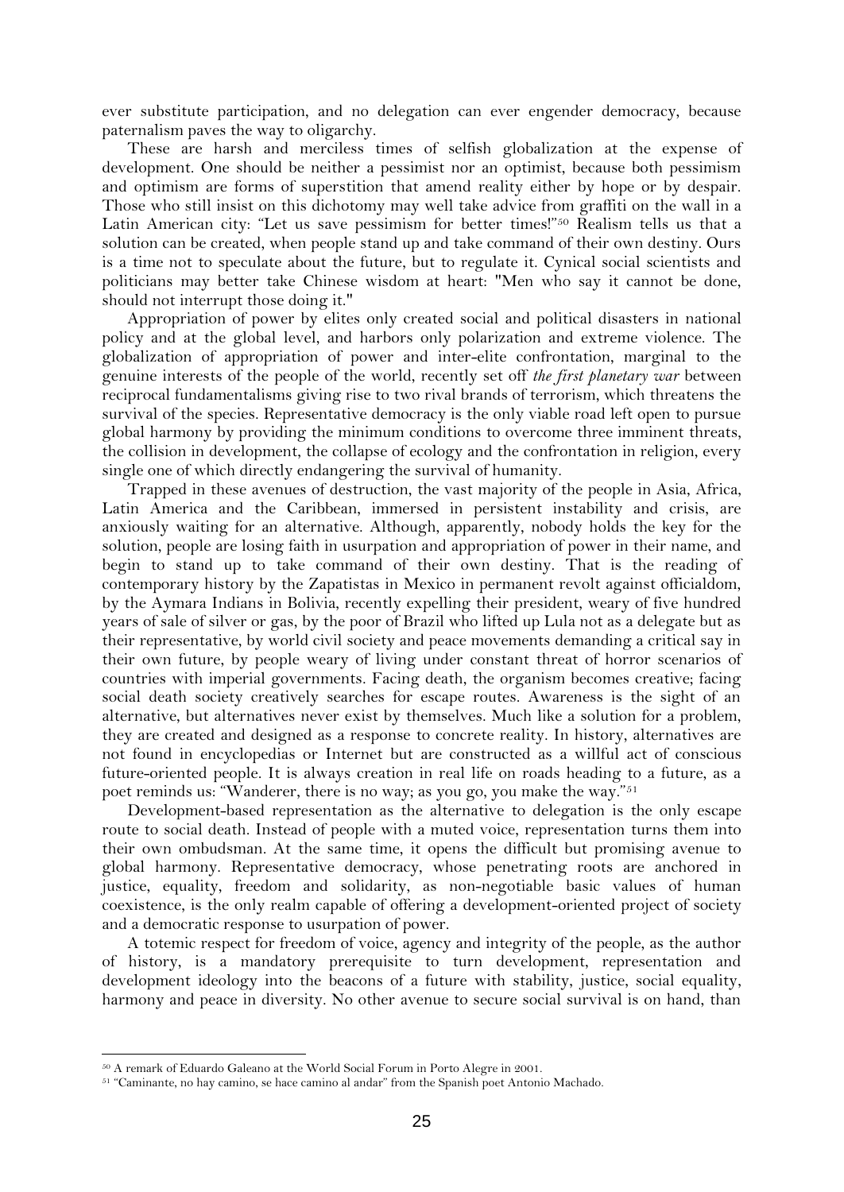ever substitute participation, and no delegation can ever engender democracy, because paternalism paves the way to oligarchy.

These are harsh and merciless times of selfish globalization at the expense of development. One should be neither a pessimist nor an optimist, because both pessimism and optimism are forms of superstition that amend reality either by hope or by despair. Those who still insist on this dichotomy may well take advice from graffiti on the wall in a Latin American city: "Let us save pessimism for better times!"[50] Realism tells us that a solution can be created, when people stand up and take command of their own destiny. Ours is a time not to speculate about the future, but to regulate it. Cynical social scientists and politicians may better take Chinese wisdom at heart: "Men who say it cannot be done, should not interrupt those doing it."

Appropriation of power by elites only created social and political disasters in national policy and at the global level, and harbors only polarization and extreme violence. The globalization of appropriation of power and inter-elite confrontation, marginal to the genuine interests of the people of the world, recently set off *the first planetary war* between reciprocal fundamentalisms giving rise to two rival brands of terrorism, which threatens the survival of the species. Representative democracy is the only viable road left open to pursue global harmony by providing the minimum conditions to overcome three imminent threats, the collision in development, the collapse of ecology and the confrontation in religion, every single one of which directly endangering the survival of humanity.

Trapped in these avenues of destruction, the vast majority of the people in Asia, Africa, Latin America and the Caribbean, immersed in persistent instability and crisis, are anxiously waiting for an alternative. Although, apparently, nobody holds the key for the solution, people are losing faith in usurpation and appropriation of power in their name, and begin to stand up to take command of their own destiny. That is the reading of contemporary history by the Zapatistas in Mexico in permanent revolt against officialdom, by the Aymara Indians in Bolivia, recently expelling their president, weary of five hundred years of sale of silver or gas, by the poor of Brazil who lifted up Lula not as a delegate but as their representative, by world civil society and peace movements demanding a critical say in their own future, by people weary of living under constant threat of horror scenarios of countries with imperial governments. Facing death, the organism becomes creative; facing social death society creatively searches for escape routes. Awareness is the sight of an alternative, but alternatives never exist by themselves. Much like a solution for a problem, they are created and designed as a response to concrete reality. In history, alternatives are not found in encyclopedias or Internet but are constructed as a willful act of conscious future-oriented people. It is always creation in real life on roads heading to a future, as a poet reminds us: "Wanderer, there is no way; as you go, you make the way."[51]

Development-based representation as the alternative to delegation is the only escape route to social death. Instead of people with a muted voice, representation turns them into their own ombudsman. At the same time, it opens the difficult but promising avenue to global harmony. Representative democracy, whose penetrating roots are anchored in justice, equality, freedom and solidarity, as non-negotiable basic values of human coexistence, is the only realm capable of offering a development-oriented project of society and a democratic response to usurpation of power.

A totemic respect for freedom of voice, agency and integrity of the people, as the author of history, is a mandatory prerequisite to turn development, representation and development ideology into the beacons of a future with stability, justice, social equality, harmony and peace in diversity. No other avenue to secure social survival is on hand, than

---

[50] A remark of Eduardo Galeano at the World Social Forum in Porto Alegre in 2001.

[51] "Caminante, no hay camino, se hace camino al andar" from the Spanish poet Antonio Machado.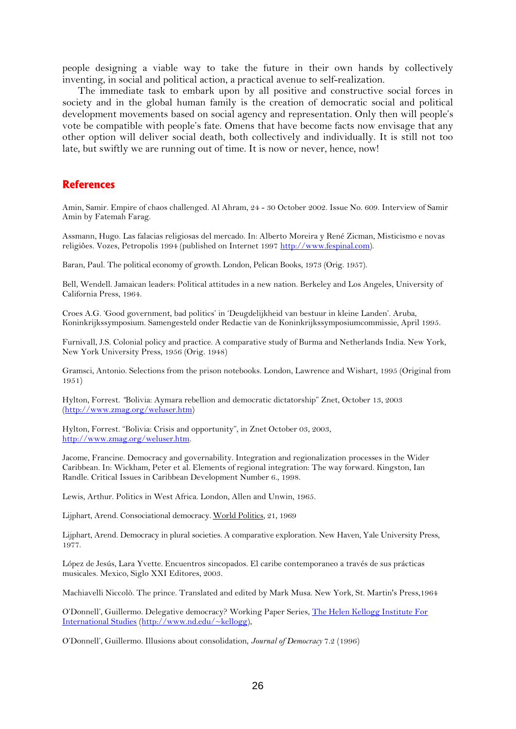people designing a viable way to take the future in their own hands by collectively inventing, in social and political action, a practical avenue to self-realization.

The immediate task to embark upon by all positive and constructive social forces in society and in the global human family is the creation of democratic social and political development movements based on social agency and representation. Only then will people's vote be compatible with people's fate. Omens that have become facts now envisage that any other option will deliver social death, both collectively and individually. It is still not too late, but swiftly we are running out of time. It is now or never, hence, now!

## References

Amin, Samir. Empire of chaos challenged. Al Ahram, 24 - 30 October 2002. Issue No. 609. Interview of Samir Amin by Fatemah Farag.

Assmann, Hugo. Las falacias religiosas del mercado. In: Alberto Moreira y René Zicman, Misticismo e novas religiôes. Vozes, Petropolis 1994 (published on Internet 1997 http://www.fespinal.com).

Baran, Paul. The political economy of growth. London, Pelican Books, 1973 (Orig. 1957).

Bell, Wendell. Jamaican leaders: Political attitudes in a new nation. Berkeley and Los Angeles, University of California Press, 1964.

Croes A.G. 'Good government, bad politics' in 'Deugdelijkheid van bestuur in kleine Landen'. Aruba, Koninkrijkssymposium. Samengesteld onder Redactie van de Koninkrijkssymposiumcommissie, April 1995.

Furnivall, J.S. Colonial policy and practice. A comparative study of Burma and Netherlands India. New York, New York University Press, 1956 (Orig. 1948)

Gramsci, Antonio. Selections from the prison notebooks. London, Lawrence and Wishart, 1995 (Original from 1951)

Hylton, Forrest. "Bolivia: Aymara rebellion and democratic dictatorship" Znet, October 13, 2003 (http://www.zmag.org/weluser.htm)

Hylton, Forrest. "Bolivia: Crisis and opportunity", in Znet October 03, 2003, http://www.zmag.org/weluser.htm.

Jacome, Francine. Democracy and governability. Integration and regionalization processes in the Wider Caribbean. In: Wickham, Peter et al. Elements of regional integration: The way forward. Kingston, Ian Randle. Critical Issues in Caribbean Development Number 6., 1998.

Lewis, Arthur. Politics in West Africa. London, Allen and Unwin, 1965.

Lijphart, Arend. Consociational democracy. World Politics, 21, 1969

Lijphart, Arend. Democracy in plural societies. A comparative exploration. New Haven, Yale University Press, 1977.

López de Jesús, Lara Yvette. Encuentros sincopados. El caribe contemporaneo a través de sus prácticas musicales. Mexico, Siglo XXI Editores, 2003.

Machiavelli Niccolò. The prince. Translated and edited by Mark Musa. New York, St. Martin's Press,1964

O'Donnell', Guillermo. Delegative democracy? Working Paper Series, The Helen Kellogg Institute For International Studies (http://www.nd.edu/~kellogg),

O'Donnell', Guillermo. Illusions about consolidation, *Journal of Democracy* 7.2 (1996)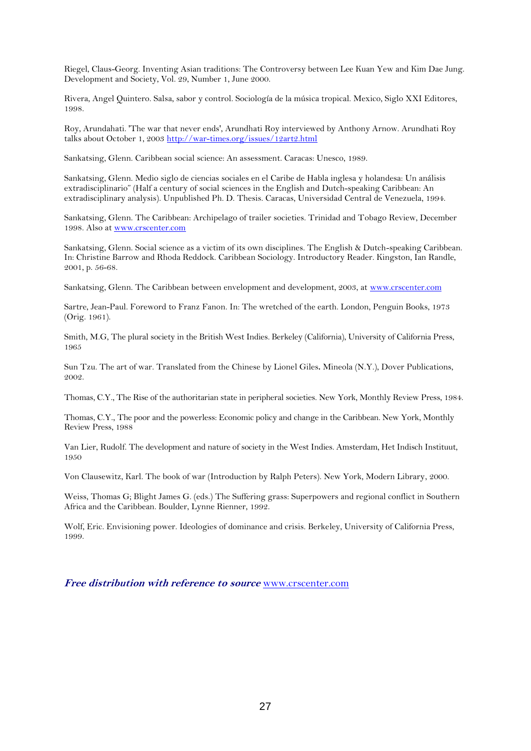Riegel, Claus-Georg. Inventing Asian traditions: The Controversy between Lee Kuan Yew and Kim Dae Jung. Development and Society, Vol. 29, Number 1, June 2000.

Rivera, Angel Quintero. Salsa, sabor y control. Sociología de la música tropical. Mexico, Siglo XXI Editores, 1998.

Roy, Arundahati. 'The war that never ends', Arundhati Roy interviewed by Anthony Arnow. Arundhati Roy talks about October 1, 2003 http://war-times.org/issues/12art2.html

Sankatsing, Glenn. Caribbean social science: An assessment. Caracas: Unesco, 1989.

Sankatsing, Glenn. Medio siglo de ciencias sociales en el Caribe de Habla inglesa y holandesa: Un análisis extradisciplinario" (Half a century of social sciences in the English and Dutch-speaking Caribbean: An extradisciplinary analysis). Unpublished Ph. D. Thesis. Caracas, Universidad Central de Venezuela, 1994.

Sankatsing, Glenn. The Caribbean: Archipelago of trailer societies. Trinidad and Tobago Review, December 1998. Also at www.crscenter.com

Sankatsing, Glenn. Social science as a victim of its own disciplines. The English & Dutch-speaking Caribbean. In: Christine Barrow and Rhoda Reddock. Caribbean Sociology. Introductory Reader. Kingston, Ian Randle, 2001, p. 56-68.

Sankatsing, Glenn. The Caribbean between envelopment and development, 2003, at www.crscenter.com

Sartre, Jean-Paul. Foreword to Franz Fanon. In: The wretched of the earth. London, Penguin Books, 1973 (Orig. 1961).

Smith, M.G, The plural society in the British West Indies. Berkeley (California), University of California Press, 1965

Sun Tzu. The art of war. Translated from the Chinese by Lionel Giles. Mineola (N.Y.), Dover Publications, 2002.

Thomas, C.Y., The Rise of the authoritarian state in peripheral societies. New York, Monthly Review Press, 1984.

Thomas, C.Y., The poor and the powerless: Economic policy and change in the Caribbean. New York, Monthly Review Press, 1988

Van Lier, Rudolf. The development and nature of society in the West Indies. Amsterdam, Het Indisch Instituut, 1950

Von Clausewitz, Karl. The book of war (Introduction by Ralph Peters). New York, Modern Library, 2000.

Weiss, Thomas G; Blight James G. (eds.) The Suffering grass: Superpowers and regional conflict in Southern Africa and the Caribbean. Boulder, Lynne Rienner, 1992.

Wolf, Eric. Envisioning power. Ideologies of dominance and crisis. Berkeley, University of California Press, 1999.

***Free distribution with reference to source*** www.crscenter.com